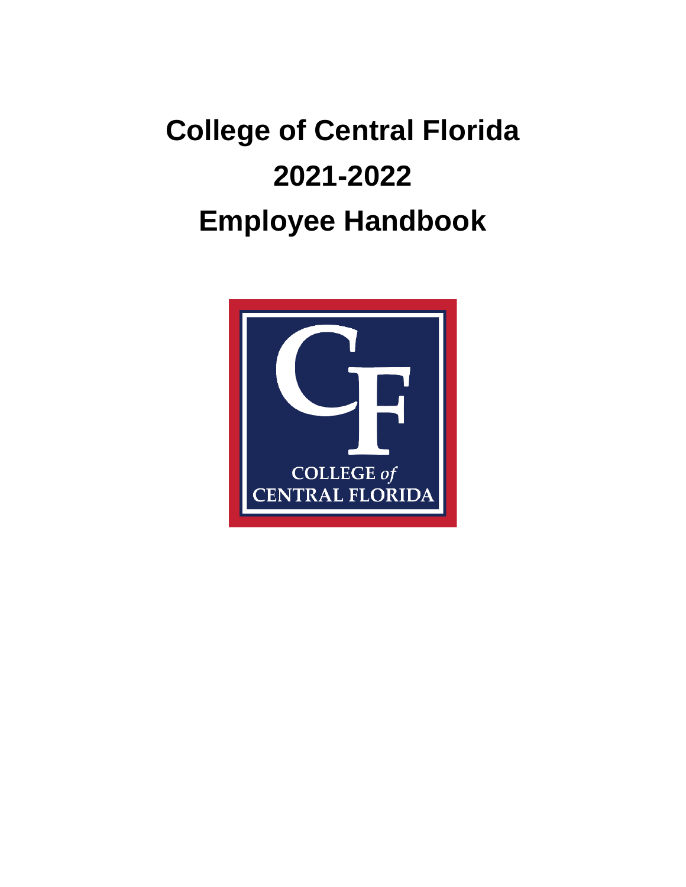# College of Central Florida

# 2021-2022

# Employee Handbook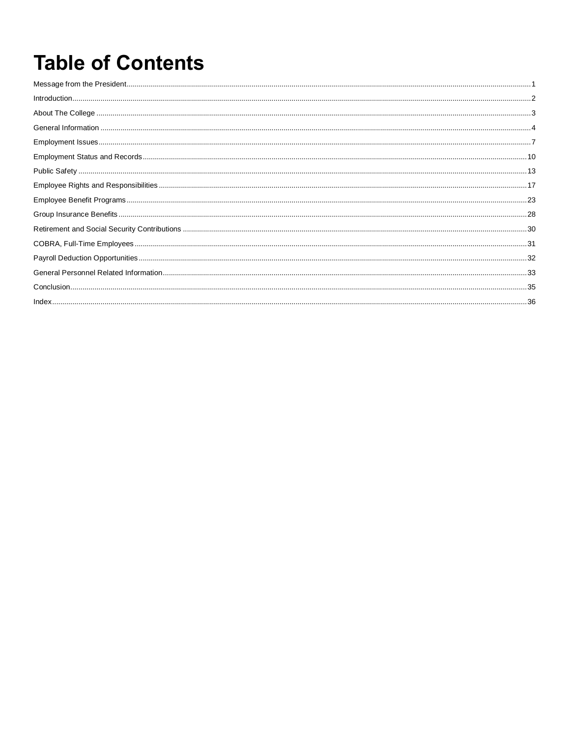# Table of Contents

Message from the President........................................................................................................1

Introduction.................................................................................................................................2

About The College .....................................................................................................................3

General Information ...................................................................................................................4

Employment Issues.....................................................................................................................7

Employment Status and Records..............................................................................................10

Public Safety .............................................................................................................................13

Employee Rights and Responsibilities......................................................................................17

Employee Benefit Programs......................................................................................................23

Group Insurance Benefits..........................................................................................................28

Retirement and Social Security Contributions ..........................................................................30

COBRA, Full-Time Employees..................................................................................................31

Payroll Deduction Opportunities................................................................................................32

General Personnel Related Information.....................................................................................33

Conclusion..................................................................................................................................35

Index...........................................................................................................................................36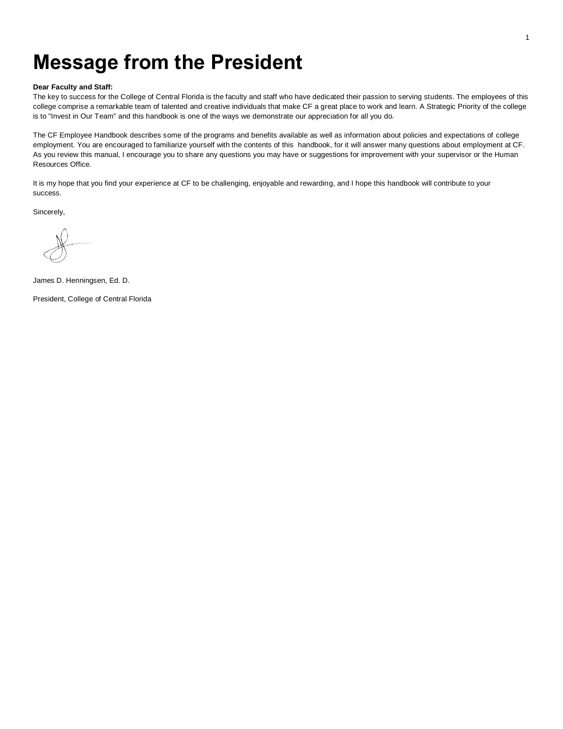# Message from the President

**Dear Faculty and Staff:**
The key to success for the College of Central Florida is the faculty and staff who have dedicated their passion to serving students. The employees of this college comprise a remarkable team of talented and creative individuals that make CF a great place to work and learn. A Strategic Priority of the college is to "Invest in Our Team" and this handbook is one of the ways we demonstrate our appreciation for all you do.

The CF Employee Handbook describes some of the programs and benefits available as well as information about policies and expectations of college employment. You are encouraged to familiarize yourself with the contents of this handbook, for it will answer many questions about employment at CF. As you review this manual, I encourage you to share any questions you may have or suggestions for improvement with your supervisor or the Human Resources Office.

It is my hope that you find your experience at CF to be challenging, enjoyable and rewarding, and I hope this handbook will contribute to your success.

Sincerely,

James D. Henningsen, Ed. D.

President, College of Central Florida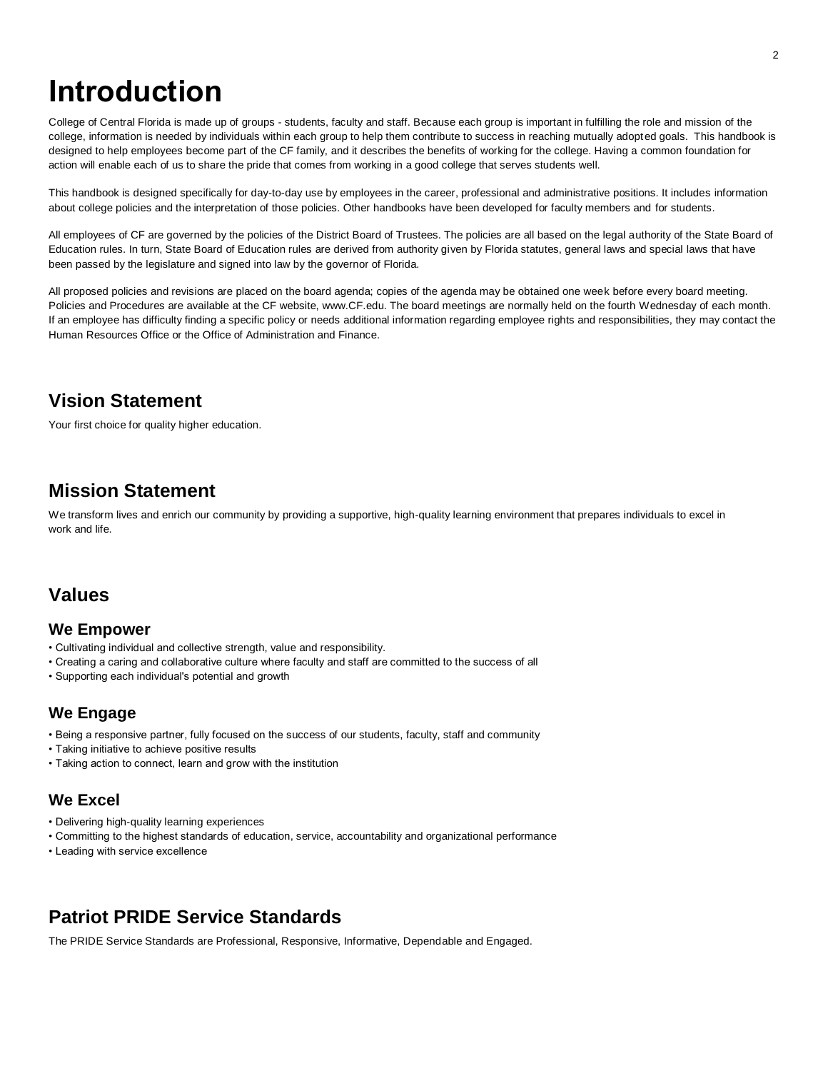# Introduction

College of Central Florida is made up of groups - students, faculty and staff. Because each group is important in fulfilling the role and mission of the college, information is needed by individuals within each group to help them contribute to success in reaching mutually adopted goals. This handbook is designed to help employees become part of the CF family, and it describes the benefits of working for the college. Having a common foundation for action will enable each of us to share the pride that comes from working in a good college that serves students well.

This handbook is designed specifically for day-to-day use by employees in the career, professional and administrative positions. It includes information about college policies and the interpretation of those policies. Other handbooks have been developed for faculty members and for students.

All employees of CF are governed by the policies of the District Board of Trustees. The policies are all based on the legal authority of the State Board of Education rules. In turn, State Board of Education rules are derived from authority given by Florida statutes, general laws and special laws that have been passed by the legislature and signed into law by the governor of Florida.

All proposed policies and revisions are placed on the board agenda; copies of the agenda may be obtained one week before every board meeting. Policies and Procedures are available at the CF website, www.CF.edu. The board meetings are normally held on the fourth Wednesday of each month. If an employee has difficulty finding a specific policy or needs additional information regarding employee rights and responsibilities, they may contact the Human Resources Office or the Office of Administration and Finance.

## Vision Statement

Your first choice for quality higher education.

## Mission Statement

We transform lives and enrich our community by providing a supportive, high-quality learning environment that prepares individuals to excel in work and life.

## Values

### We Empower

- Cultivating individual and collective strength, value and responsibility.
- Creating a caring and collaborative culture where faculty and staff are committed to the success of all
- Supporting each individual's potential and growth

### We Engage

- Being a responsive partner, fully focused on the success of our students, faculty, staff and community
- Taking initiative to achieve positive results
- Taking action to connect, learn and grow with the institution

### We Excel

- Delivering high-quality learning experiences
- Committing to the highest standards of education, service, accountability and organizational performance
- Leading with service excellence

## Patriot PRIDE Service Standards

The PRIDE Service Standards are Professional, Responsive, Informative, Dependable and Engaged.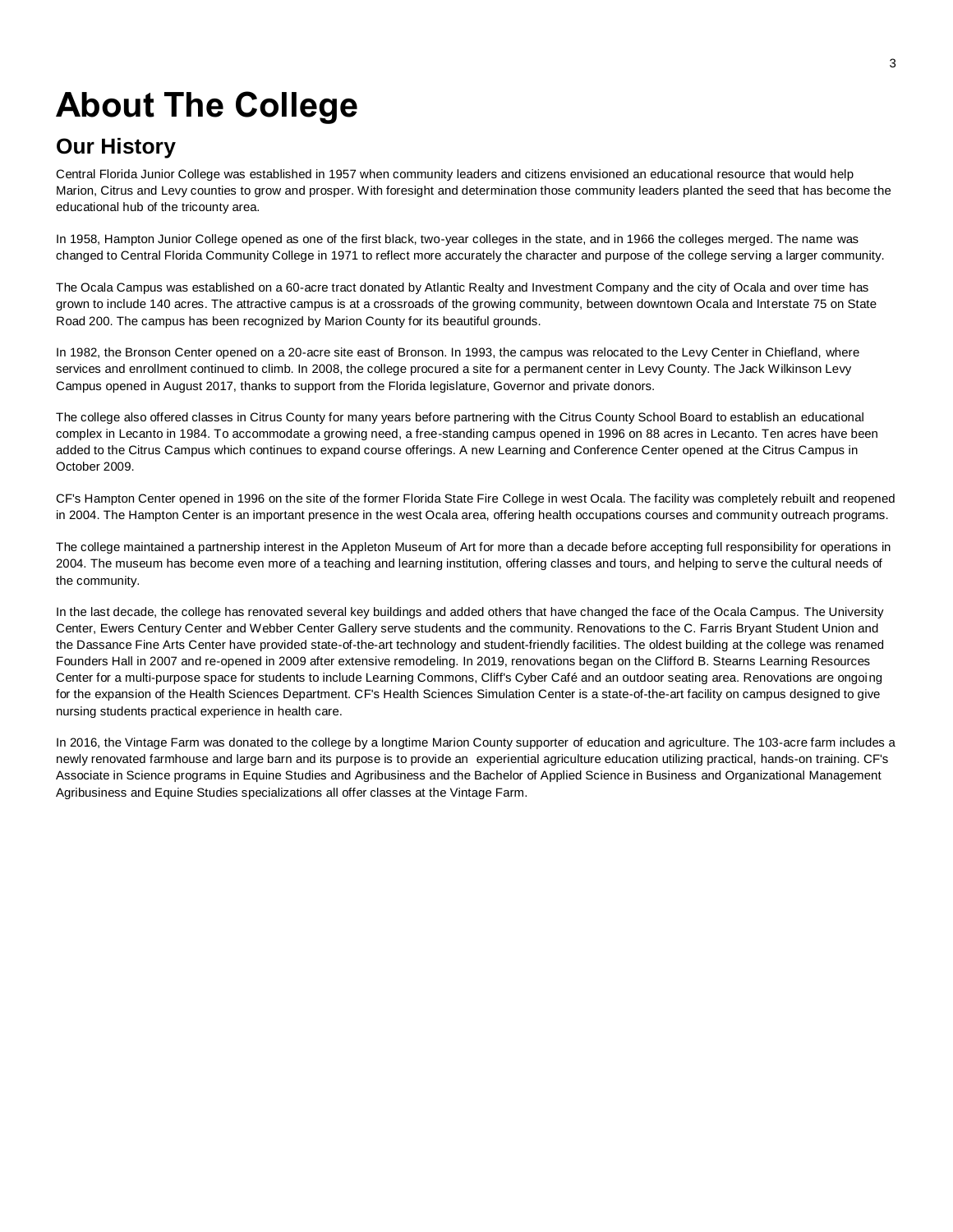# About The College

## Our History

Central Florida Junior College was established in 1957 when community leaders and citizens envisioned an educational resource that would help Marion, Citrus and Levy counties to grow and prosper. With foresight and determination those community leaders planted the seed that has become the educational hub of the tricounty area.

In 1958, Hampton Junior College opened as one of the first black, two-year colleges in the state, and in 1966 the colleges merged. The name was changed to Central Florida Community College in 1971 to reflect more accurately the character and purpose of the college serving a larger community.

The Ocala Campus was established on a 60-acre tract donated by Atlantic Realty and Investment Company and the city of Ocala and over time has grown to include 140 acres. The attractive campus is at a crossroads of the growing community, between downtown Ocala and Interstate 75 on State Road 200. The campus has been recognized by Marion County for its beautiful grounds.

In 1982, the Bronson Center opened on a 20-acre site east of Bronson. In 1993, the campus was relocated to the Levy Center in Chiefland, where services and enrollment continued to climb. In 2008, the college procured a site for a permanent center in Levy County. The Jack Wilkinson Levy Campus opened in August 2017, thanks to support from the Florida legislature, Governor and private donors.

The college also offered classes in Citrus County for many years before partnering with the Citrus County School Board to establish an educational complex in Lecanto in 1984. To accommodate a growing need, a free-standing campus opened in 1996 on 88 acres in Lecanto. Ten acres have been added to the Citrus Campus which continues to expand course offerings. A new Learning and Conference Center opened at the Citrus Campus in October 2009.

CF's Hampton Center opened in 1996 on the site of the former Florida State Fire College in west Ocala. The facility was completely rebuilt and reopened in 2004. The Hampton Center is an important presence in the west Ocala area, offering health occupations courses and community outreach programs.

The college maintained a partnership interest in the Appleton Museum of Art for more than a decade before accepting full responsibility for operations in 2004. The museum has become even more of a teaching and learning institution, offering classes and tours, and helping to serve the cultural needs of the community.

In the last decade, the college has renovated several key buildings and added others that have changed the face of the Ocala Campus. The University Center, Ewers Century Center and Webber Center Gallery serve students and the community. Renovations to the C. Farris Bryant Student Union and the Dassance Fine Arts Center have provided state-of-the-art technology and student-friendly facilities. The oldest building at the college was renamed Founders Hall in 2007 and re-opened in 2009 after extensive remodeling. In 2019, renovations began on the Clifford B. Stearns Learning Resources Center for a multi-purpose space for students to include Learning Commons, Cliff's Cyber Café and an outdoor seating area. Renovations are ongoing for the expansion of the Health Sciences Department. CF's Health Sciences Simulation Center is a state-of-the-art facility on campus designed to give nursing students practical experience in health care.

In 2016, the Vintage Farm was donated to the college by a longtime Marion County supporter of education and agriculture. The 103-acre farm includes a newly renovated farmhouse and large barn and its purpose is to provide an experiential agriculture education utilizing practical, hands-on training. CF's Associate in Science programs in Equine Studies and Agribusiness and the Bachelor of Applied Science in Business and Organizational Management Agribusiness and Equine Studies specializations all offer classes at the Vintage Farm.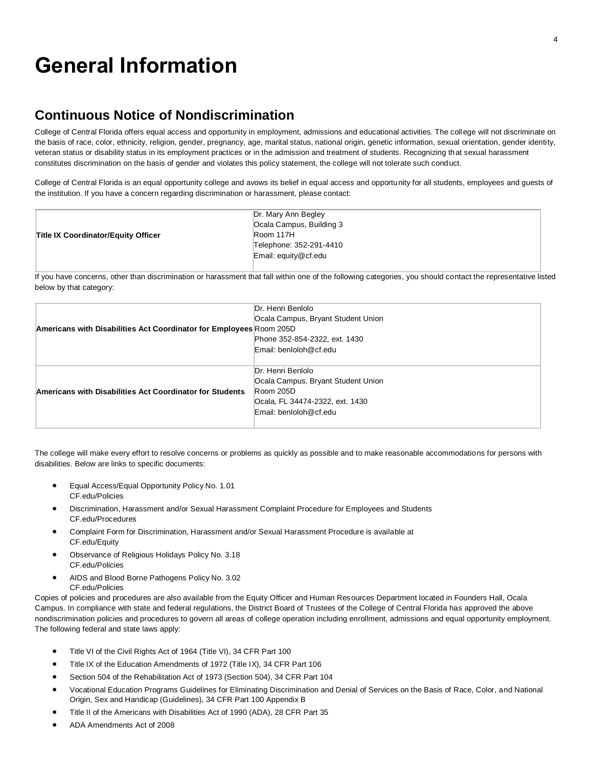# General Information

## Continuous Notice of Nondiscrimination

College of Central Florida offers equal access and opportunity in employment, admissions and educational activities. The college will not discriminate on the basis of race, color, ethnicity, religion, gender, pregnancy, age, marital status, national origin, genetic information, sexual orientation, gender identity, veteran status or disability status in its employment practices or in the admission and treatment of students. Recognizing that sexual harassment constitutes discrimination on the basis of gender and violates this policy statement, the college will not tolerate such conduct.

College of Central Florida is an equal opportunity college and avows its belief in equal access and opportunity for all students, employees and guests of the institution. If you have a concern regarding discrimination or harassment, please contact:

| | |
|---|---|
| **Title IX Coordinator/Equity Officer** | Dr. Mary Ann Begley<br>Ocala Campus, Building 3<br>Room 117H<br>Telephone: 352-291-4410<br>Email: equity@cf.edu |

If you have concerns, other than discrimination or harassment that fall within one of the following categories, you should contact the representative listed below by that category:

| | |
|---|---|
| **Americans with Disabilities Act Coordinator for Employees** | Dr. Henri Benlolo<br>Ocala Campus, Bryant Student Union<br>Room 205D<br>Phone 352-854-2322, ext. 1430<br>Email: benloloh@cf.edu |
| **Americans with Disabilities Act Coordinator for Students** | Dr. Henri Benlolo<br>Ocala Campus, Bryant Student Union<br>Room 205D<br>Ocala, FL 34474-2322, ext. 1430<br>Email: benloloh@cf.edu |

The college will make every effort to resolve concerns or problems as quickly as possible and to make reasonable accommodations for persons with disabilities. Below are links to specific documents:

- Equal Access/Equal Opportunity Policy No. 1.01
  CF.edu/Policies
- Discrimination, Harassment and/or Sexual Harassment Complaint Procedure for Employees and Students
  CF.edu/Procedures
- Complaint Form for Discrimination, Harassment and/or Sexual Harassment Procedure is available at
  CF.edu/Equity
- Observance of Religious Holidays Policy No. 3.18
  CF.edu/Policies
- AIDS and Blood Borne Pathogens Policy No. 3.02
  CF.edu/Policies

Copies of policies and procedures are also available from the Equity Officer and Human Resources Department located in Founders Hall, Ocala Campus. In compliance with state and federal regulations, the District Board of Trustees of the College of Central Florida has approved the above nondiscrimination policies and procedures to govern all areas of college operation including enrollment, admissions and equal opportunity employment. The following federal and state laws apply:

- Title VI of the Civil Rights Act of 1964 (Title VI), 34 CFR Part 100
- Title IX of the Education Amendments of 1972 (Title IX), 34 CFR Part 106
- Section 504 of the Rehabilitation Act of 1973 (Section 504), 34 CFR Part 104
- Vocational Education Programs Guidelines for Eliminating Discrimination and Denial of Services on the Basis of Race, Color, and National Origin, Sex and Handicap (Guidelines), 34 CFR Part 100 Appendix B
- Title II of the Americans with Disabilities Act of 1990 (ADA), 28 CFR Part 35
- ADA Amendments Act of 2008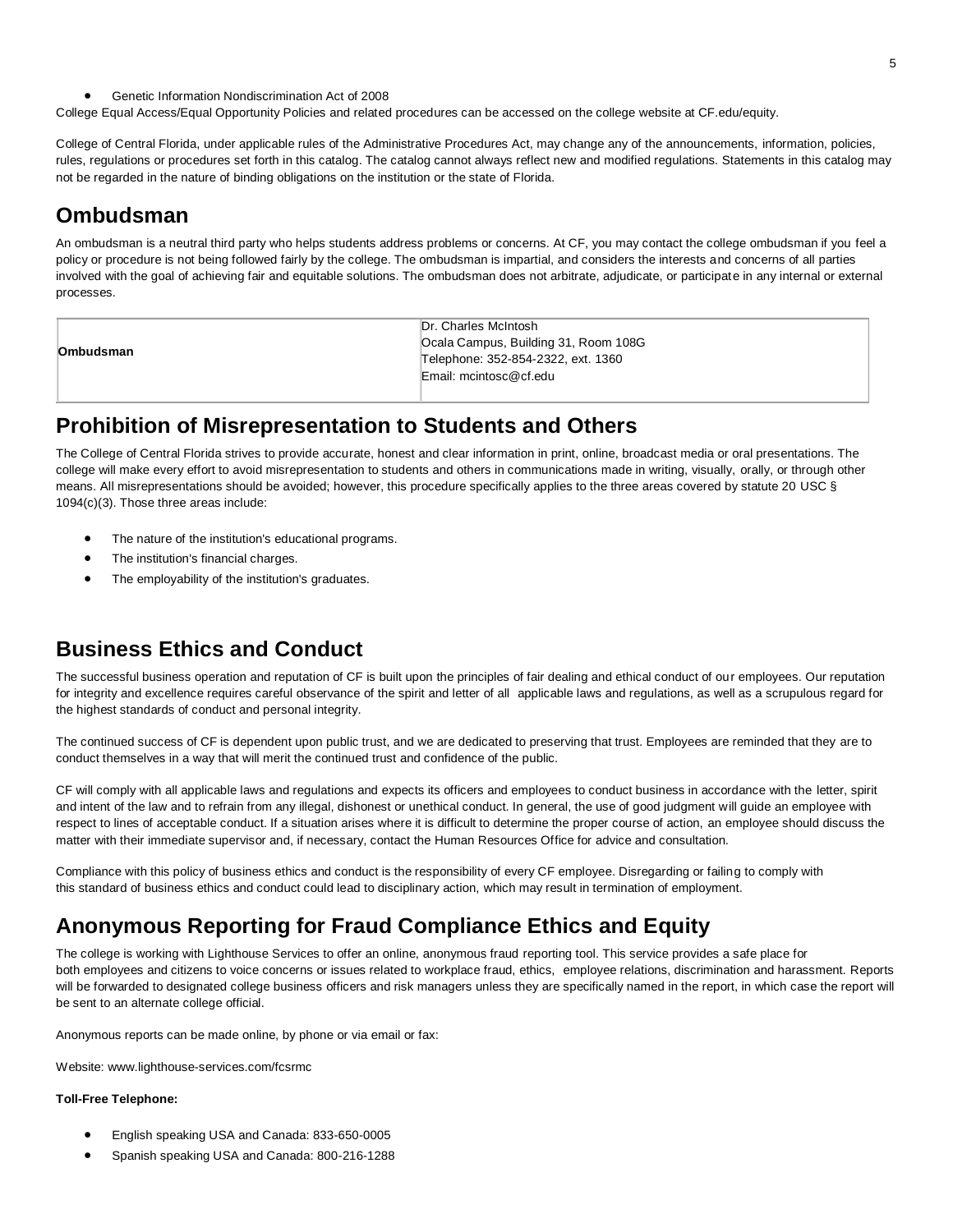- Genetic Information Nondiscrimination Act of 2008

College Equal Access/Equal Opportunity Policies and related procedures can be accessed on the college website at CF.edu/equity.

College of Central Florida, under applicable rules of the Administrative Procedures Act, may change any of the announcements, information, policies, rules, regulations or procedures set forth in this catalog. The catalog cannot always reflect new and modified regulations. Statements in this catalog may not be regarded in the nature of binding obligations on the institution or the state of Florida.

## Ombudsman

An ombudsman is a neutral third party who helps students address problems or concerns. At CF, you may contact the college ombudsman if you feel a policy or procedure is not being followed fairly by the college. The ombudsman is impartial, and considers the interests and concerns of all parties involved with the goal of achieving fair and equitable solutions. The ombudsman does not arbitrate, adjudicate, or participate in any internal or external processes.

| | |
|---|---|
| **Ombudsman** | Dr. Charles McIntosh<br>Ocala Campus, Building 31, Room 108G<br>Telephone: 352-854-2322, ext. 1360<br>Email: mcintosc@cf.edu |

## Prohibition of Misrepresentation to Students and Others

The College of Central Florida strives to provide accurate, honest and clear information in print, online, broadcast media or oral presentations. The college will make every effort to avoid misrepresentation to students and others in communications made in writing, visually, orally, or through other means. All misrepresentations should be avoided; however, this procedure specifically applies to the three areas covered by statute 20 USC § 1094(c)(3). Those three areas include:

- The nature of the institution's educational programs.
- The institution's financial charges.
- The employability of the institution's graduates.

## Business Ethics and Conduct

The successful business operation and reputation of CF is built upon the principles of fair dealing and ethical conduct of our employees. Our reputation for integrity and excellence requires careful observance of the spirit and letter of all applicable laws and regulations, as well as a scrupulous regard for the highest standards of conduct and personal integrity.

The continued success of CF is dependent upon public trust, and we are dedicated to preserving that trust. Employees are reminded that they are to conduct themselves in a way that will merit the continued trust and confidence of the public.

CF will comply with all applicable laws and regulations and expects its officers and employees to conduct business in accordance with the letter, spirit and intent of the law and to refrain from any illegal, dishonest or unethical conduct. In general, the use of good judgment will guide an employee with respect to lines of acceptable conduct. If a situation arises where it is difficult to determine the proper course of action, an employee should discuss the matter with their immediate supervisor and, if necessary, contact the Human Resources Office for advice and consultation.

Compliance with this policy of business ethics and conduct is the responsibility of every CF employee. Disregarding or failing to comply with this standard of business ethics and conduct could lead to disciplinary action, which may result in termination of employment.

## Anonymous Reporting for Fraud Compliance Ethics and Equity

The college is working with Lighthouse Services to offer an online, anonymous fraud reporting tool. This service provides a safe place for both employees and citizens to voice concerns or issues related to workplace fraud, ethics, employee relations, discrimination and harassment. Reports will be forwarded to designated college business officers and risk managers unless they are specifically named in the report, in which case the report will be sent to an alternate college official.

Anonymous reports can be made online, by phone or via email or fax:

Website: www.lighthouse-services.com/fcsrmc

**Toll-Free Telephone:**

- English speaking USA and Canada: 833-650-0005
- Spanish speaking USA and Canada: 800-216-1288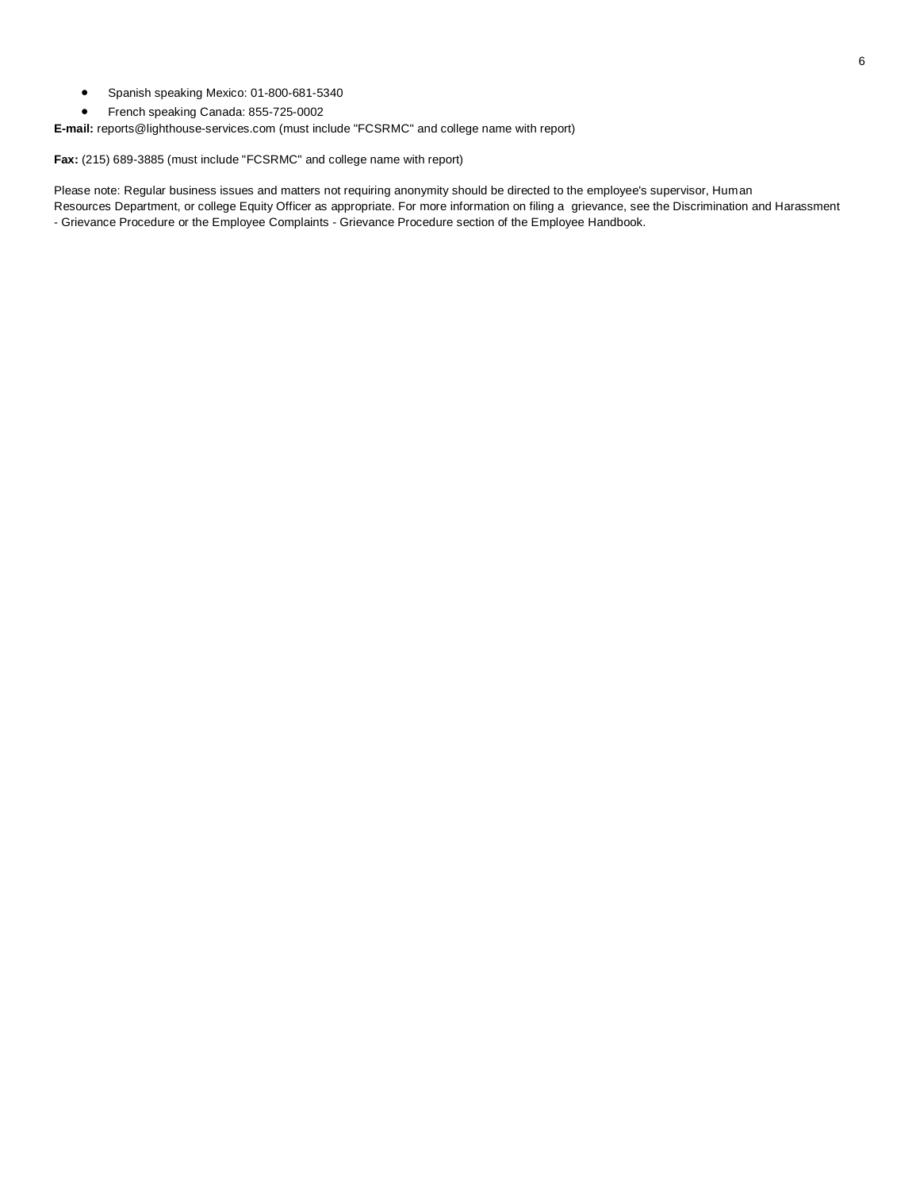- Spanish speaking Mexico: 01-800-681-5340
- French speaking Canada: 855-725-0002

**E-mail:** reports@lighthouse-services.com (must include "FCSRMC" and college name with report)

**Fax:** (215) 689-3885 (must include "FCSRMC" and college name with report)

Please note: Regular business issues and matters not requiring anonymity should be directed to the employee's supervisor, Human Resources Department, or college Equity Officer as appropriate. For more information on filing a grievance, see the Discrimination and Harassment - Grievance Procedure or the Employee Complaints - Grievance Procedure section of the Employee Handbook.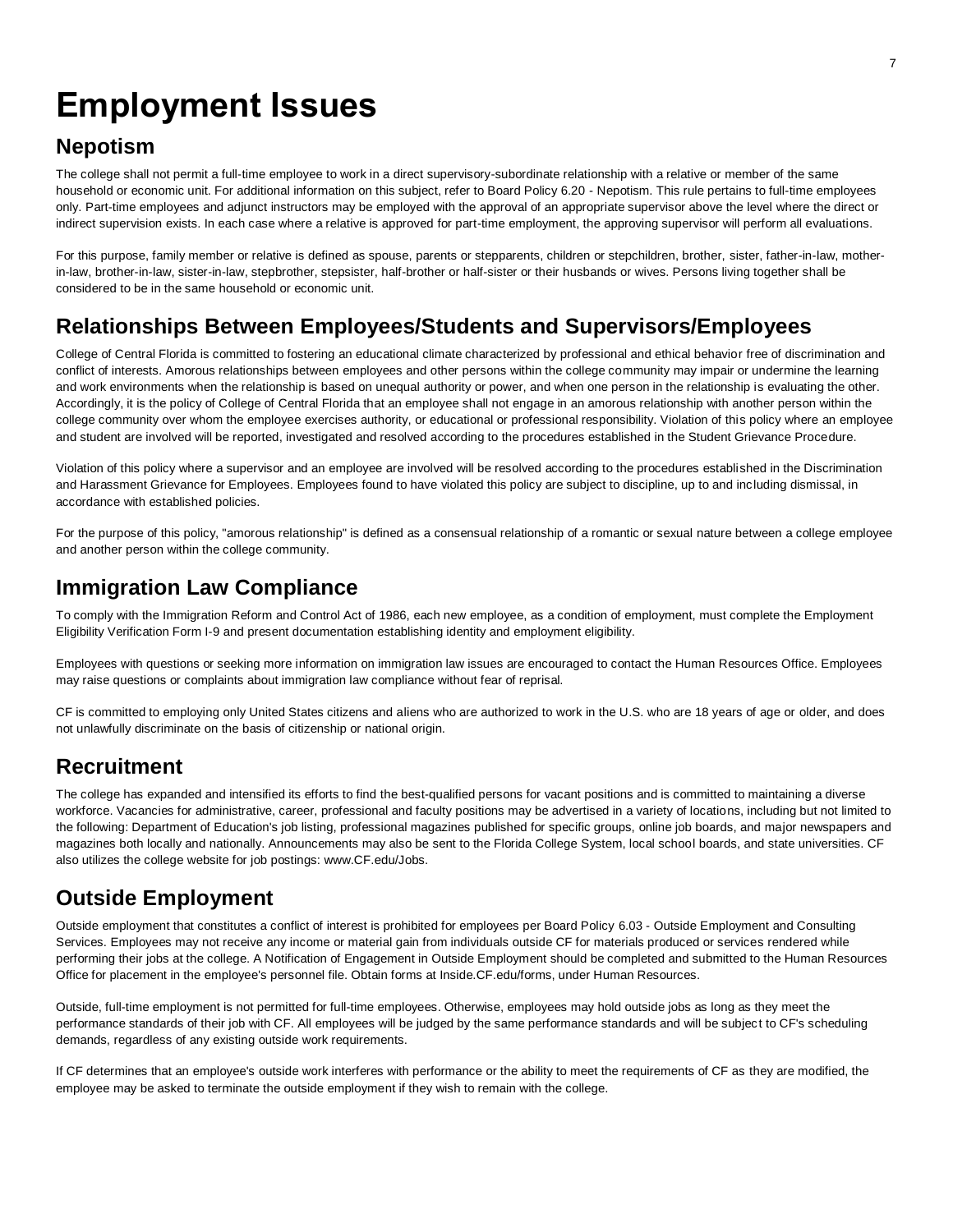# Employment Issues

## Nepotism

The college shall not permit a full-time employee to work in a direct supervisory-subordinate relationship with a relative or member of the same household or economic unit. For additional information on this subject, refer to Board Policy 6.20 - Nepotism. This rule pertains to full-time employees only. Part-time employees and adjunct instructors may be employed with the approval of an appropriate supervisor above the level where the direct or indirect supervision exists. In each case where a relative is approved for part-time employment, the approving supervisor will perform all evaluations.

For this purpose, family member or relative is defined as spouse, parents or stepparents, children or stepchildren, brother, sister, father-in-law, mother-in-law, brother-in-law, sister-in-law, stepbrother, stepsister, half-brother or half-sister or their husbands or wives. Persons living together shall be considered to be in the same household or economic unit.

## Relationships Between Employees/Students and Supervisors/Employees

College of Central Florida is committed to fostering an educational climate characterized by professional and ethical behavior free of discrimination and conflict of interests. Amorous relationships between employees and other persons within the college community may impair or undermine the learning and work environments when the relationship is based on unequal authority or power, and when one person in the relationship is evaluating the other. Accordingly, it is the policy of College of Central Florida that an employee shall not engage in an amorous relationship with another person within the college community over whom the employee exercises authority, or educational or professional responsibility. Violation of this policy where an employee and student are involved will be reported, investigated and resolved according to the procedures established in the Student Grievance Procedure.

Violation of this policy where a supervisor and an employee are involved will be resolved according to the procedures established in the Discrimination and Harassment Grievance for Employees. Employees found to have violated this policy are subject to discipline, up to and including dismissal, in accordance with established policies.

For the purpose of this policy, "amorous relationship" is defined as a consensual relationship of a romantic or sexual nature between a college employee and another person within the college community.

## Immigration Law Compliance

To comply with the Immigration Reform and Control Act of 1986, each new employee, as a condition of employment, must complete the Employment Eligibility Verification Form I-9 and present documentation establishing identity and employment eligibility.

Employees with questions or seeking more information on immigration law issues are encouraged to contact the Human Resources Office. Employees may raise questions or complaints about immigration law compliance without fear of reprisal.

CF is committed to employing only United States citizens and aliens who are authorized to work in the U.S. who are 18 years of age or older, and does not unlawfully discriminate on the basis of citizenship or national origin.

## Recruitment

The college has expanded and intensified its efforts to find the best-qualified persons for vacant positions and is committed to maintaining a diverse workforce. Vacancies for administrative, career, professional and faculty positions may be advertised in a variety of locations, including but not limited to the following: Department of Education's job listing, professional magazines published for specific groups, online job boards, and major newspapers and magazines both locally and nationally. Announcements may also be sent to the Florida College System, local school boards, and state universities. CF also utilizes the college website for job postings: www.CF.edu/Jobs.

## Outside Employment

Outside employment that constitutes a conflict of interest is prohibited for employees per Board Policy 6.03 - Outside Employment and Consulting Services. Employees may not receive any income or material gain from individuals outside CF for materials produced or services rendered while performing their jobs at the college. A Notification of Engagement in Outside Employment should be completed and submitted to the Human Resources Office for placement in the employee's personnel file. Obtain forms at Inside.CF.edu/forms, under Human Resources.

Outside, full-time employment is not permitted for full-time employees. Otherwise, employees may hold outside jobs as long as they meet the performance standards of their job with CF. All employees will be judged by the same performance standards and will be subject to CF's scheduling demands, regardless of any existing outside work requirements.

If CF determines that an employee's outside work interferes with performance or the ability to meet the requirements of CF as they are modified, the employee may be asked to terminate the outside employment if they wish to remain with the college.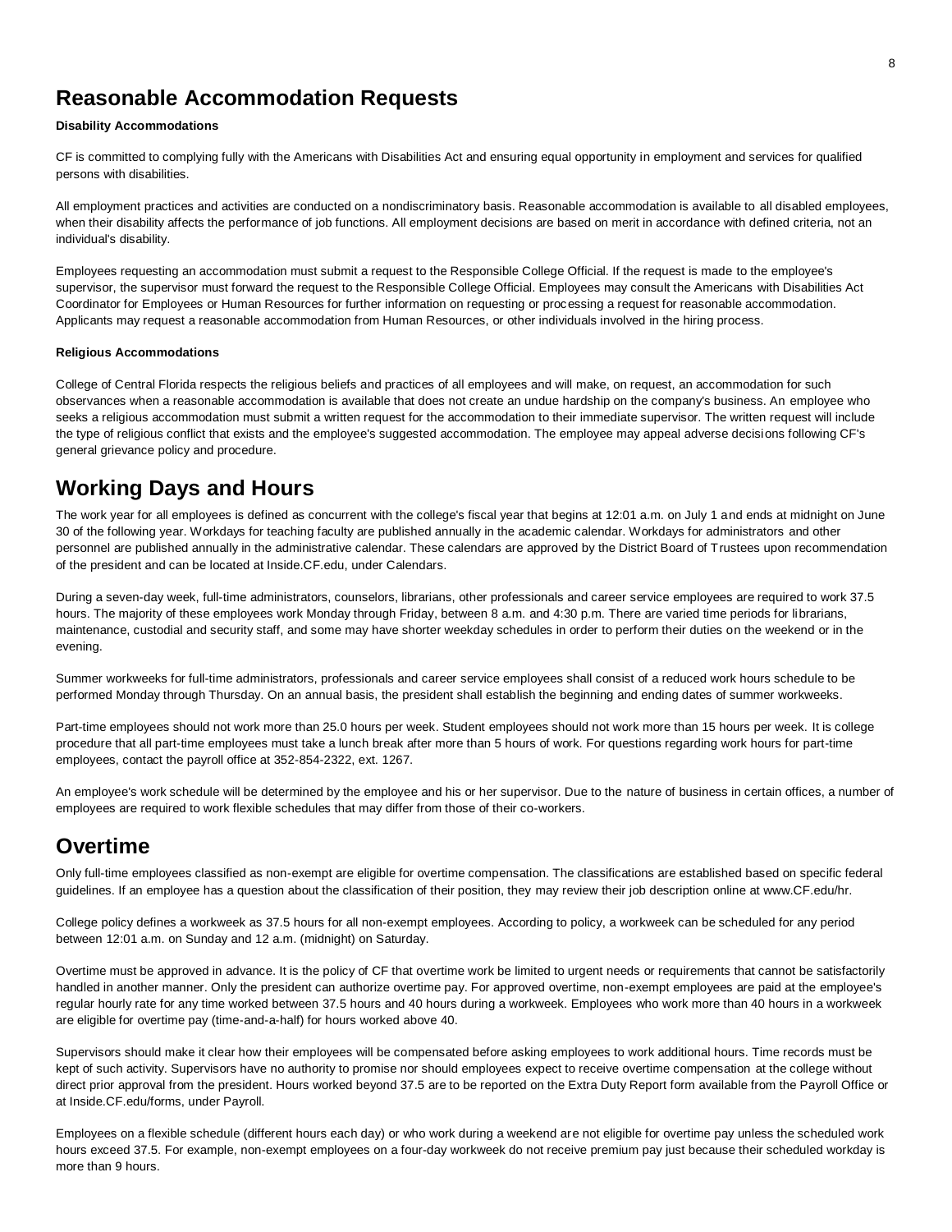## Reasonable Accommodation Requests

**Disability Accommodations**

CF is committed to complying fully with the Americans with Disabilities Act and ensuring equal opportunity in employment and services for qualified persons with disabilities.

All employment practices and activities are conducted on a nondiscriminatory basis. Reasonable accommodation is available to all disabled employees, when their disability affects the performance of job functions. All employment decisions are based on merit in accordance with defined criteria, not an individual's disability.

Employees requesting an accommodation must submit a request to the Responsible College Official. If the request is made to the employee's supervisor, the supervisor must forward the request to the Responsible College Official. Employees may consult the Americans with Disabilities Act Coordinator for Employees or Human Resources for further information on requesting or processing a request for reasonable accommodation. Applicants may request a reasonable accommodation from Human Resources, or other individuals involved in the hiring process.

**Religious Accommodations**

College of Central Florida respects the religious beliefs and practices of all employees and will make, on request, an accommodation for such observances when a reasonable accommodation is available that does not create an undue hardship on the company's business. An employee who seeks a religious accommodation must submit a written request for the accommodation to their immediate supervisor. The written request will include the type of religious conflict that exists and the employee's suggested accommodation. The employee may appeal adverse decisions following CF's general grievance policy and procedure.

## Working Days and Hours

The work year for all employees is defined as concurrent with the college's fiscal year that begins at 12:01 a.m. on July 1 and ends at midnight on June 30 of the following year. Workdays for teaching faculty are published annually in the academic calendar. Workdays for administrators and other personnel are published annually in the administrative calendar. These calendars are approved by the District Board of Trustees upon recommendation of the president and can be located at Inside.CF.edu, under Calendars.

During a seven-day week, full-time administrators, counselors, librarians, other professionals and career service employees are required to work 37.5 hours. The majority of these employees work Monday through Friday, between 8 a.m. and 4:30 p.m. There are varied time periods for librarians, maintenance, custodial and security staff, and some may have shorter weekday schedules in order to perform their duties on the weekend or in the evening.

Summer workweeks for full-time administrators, professionals and career service employees shall consist of a reduced work hours schedule to be performed Monday through Thursday. On an annual basis, the president shall establish the beginning and ending dates of summer workweeks.

Part-time employees should not work more than 25.0 hours per week. Student employees should not work more than 15 hours per week. It is college procedure that all part-time employees must take a lunch break after more than 5 hours of work. For questions regarding work hours for part-time employees, contact the payroll office at 352-854-2322, ext. 1267.

An employee's work schedule will be determined by the employee and his or her supervisor. Due to the nature of business in certain offices, a number of employees are required to work flexible schedules that may differ from those of their co-workers.

## Overtime

Only full-time employees classified as non-exempt are eligible for overtime compensation. The classifications are established based on specific federal guidelines. If an employee has a question about the classification of their position, they may review their job description online at www.CF.edu/hr.

College policy defines a workweek as 37.5 hours for all non-exempt employees. According to policy, a workweek can be scheduled for any period between 12:01 a.m. on Sunday and 12 a.m. (midnight) on Saturday.

Overtime must be approved in advance. It is the policy of CF that overtime work be limited to urgent needs or requirements that cannot be satisfactorily handled in another manner. Only the president can authorize overtime pay. For approved overtime, non-exempt employees are paid at the employee's regular hourly rate for any time worked between 37.5 hours and 40 hours during a workweek. Employees who work more than 40 hours in a workweek are eligible for overtime pay (time-and-a-half) for hours worked above 40.

Supervisors should make it clear how their employees will be compensated before asking employees to work additional hours. Time records must be kept of such activity. Supervisors have no authority to promise nor should employees expect to receive overtime compensation at the college without direct prior approval from the president. Hours worked beyond 37.5 are to be reported on the Extra Duty Report form available from the Payroll Office or at Inside.CF.edu/forms, under Payroll.

Employees on a flexible schedule (different hours each day) or who work during a weekend are not eligible for overtime pay unless the scheduled work hours exceed 37.5. For example, non-exempt employees on a four-day workweek do not receive premium pay just because their scheduled workday is more than 9 hours.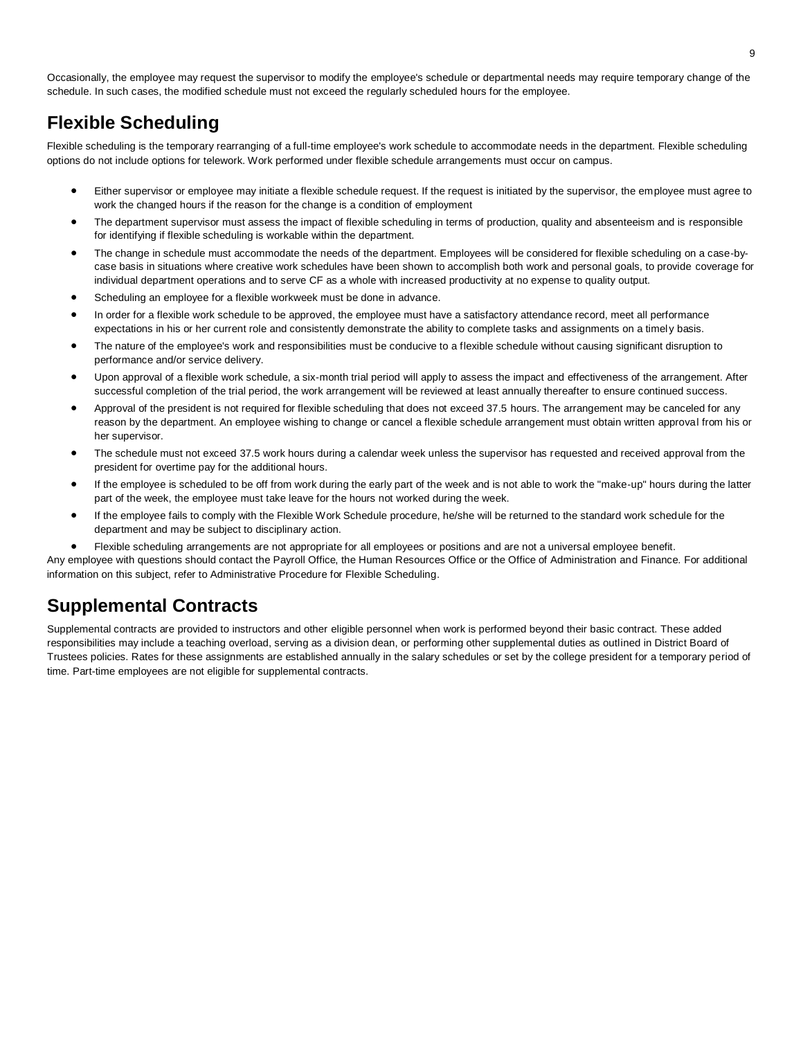Occasionally, the employee may request the supervisor to modify the employee's schedule or departmental needs may require temporary change of the schedule. In such cases, the modified schedule must not exceed the regularly scheduled hours for the employee.

## Flexible Scheduling

Flexible scheduling is the temporary rearranging of a full-time employee's work schedule to accommodate needs in the department. Flexible scheduling options do not include options for telework. Work performed under flexible schedule arrangements must occur on campus.

- Either supervisor or employee may initiate a flexible schedule request. If the request is initiated by the supervisor, the employee must agree to work the changed hours if the reason for the change is a condition of employment
- The department supervisor must assess the impact of flexible scheduling in terms of production, quality and absenteeism and is responsible for identifying if flexible scheduling is workable within the department.
- The change in schedule must accommodate the needs of the department. Employees will be considered for flexible scheduling on a case-by-case basis in situations where creative work schedules have been shown to accomplish both work and personal goals, to provide coverage for individual department operations and to serve CF as a whole with increased productivity at no expense to quality output.
- Scheduling an employee for a flexible workweek must be done in advance.
- In order for a flexible work schedule to be approved, the employee must have a satisfactory attendance record, meet all performance expectations in his or her current role and consistently demonstrate the ability to complete tasks and assignments on a timely basis.
- The nature of the employee's work and responsibilities must be conducive to a flexible schedule without causing significant disruption to performance and/or service delivery.
- Upon approval of a flexible work schedule, a six-month trial period will apply to assess the impact and effectiveness of the arrangement. After successful completion of the trial period, the work arrangement will be reviewed at least annually thereafter to ensure continued success.
- Approval of the president is not required for flexible scheduling that does not exceed 37.5 hours. The arrangement may be canceled for any reason by the department. An employee wishing to change or cancel a flexible schedule arrangement must obtain written approval from his or her supervisor.
- The schedule must not exceed 37.5 work hours during a calendar week unless the supervisor has requested and received approval from the president for overtime pay for the additional hours.
- If the employee is scheduled to be off from work during the early part of the week and is not able to work the "make-up" hours during the latter part of the week, the employee must take leave for the hours not worked during the week.
- If the employee fails to comply with the Flexible Work Schedule procedure, he/she will be returned to the standard work schedule for the department and may be subject to disciplinary action.
- Flexible scheduling arrangements are not appropriate for all employees or positions and are not a universal employee benefit.

Any employee with questions should contact the Payroll Office, the Human Resources Office or the Office of Administration and Finance. For additional information on this subject, refer to Administrative Procedure for Flexible Scheduling.

## Supplemental Contracts

Supplemental contracts are provided to instructors and other eligible personnel when work is performed beyond their basic contract. These added responsibilities may include a teaching overload, serving as a division dean, or performing other supplemental duties as outlined in District Board of Trustees policies. Rates for these assignments are established annually in the salary schedules or set by the college president for a temporary period of time. Part-time employees are not eligible for supplemental contracts.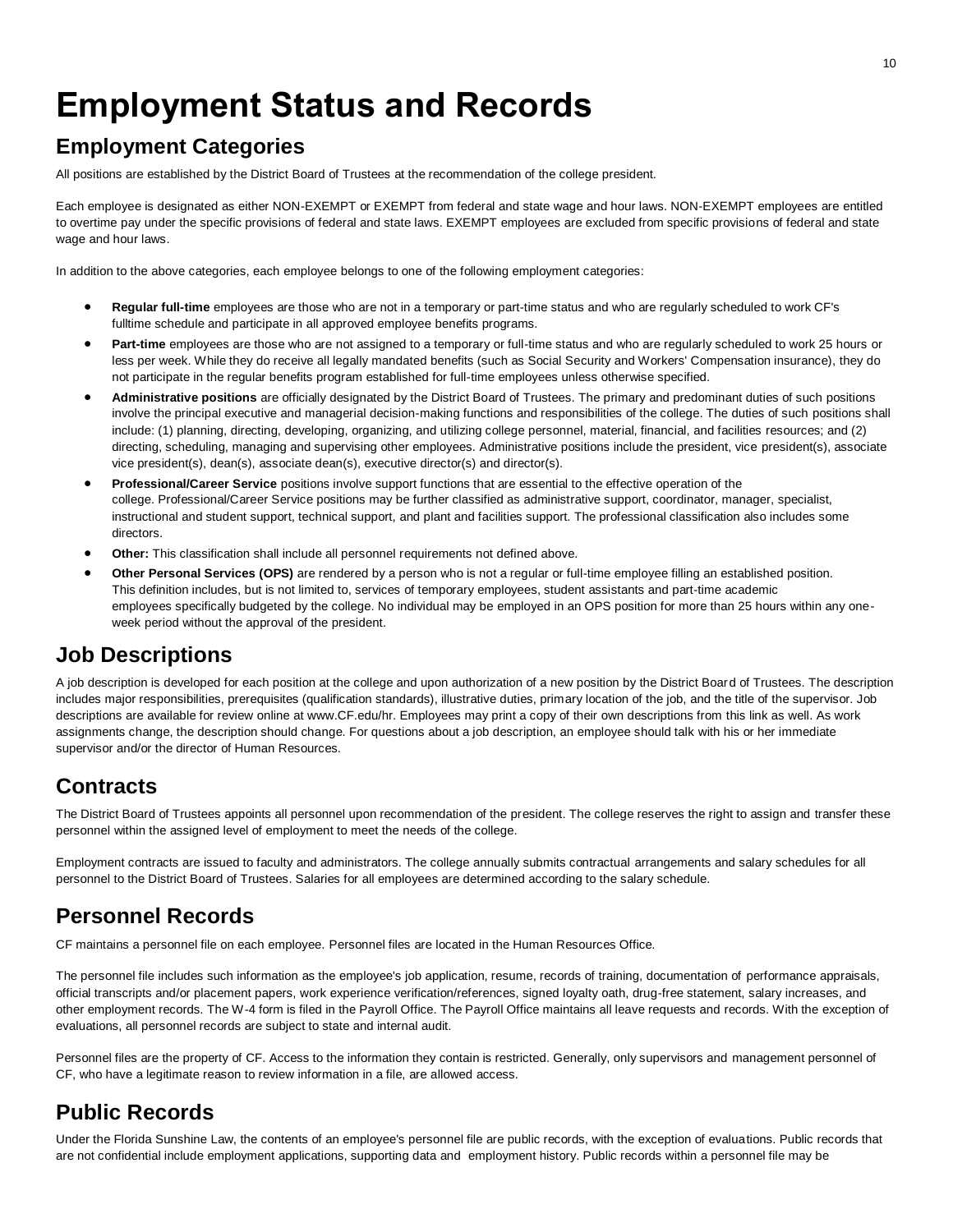# Employment Status and Records

## Employment Categories

All positions are established by the District Board of Trustees at the recommendation of the college president.

Each employee is designated as either NON-EXEMPT or EXEMPT from federal and state wage and hour laws. NON-EXEMPT employees are entitled to overtime pay under the specific provisions of federal and state laws. EXEMPT employees are excluded from specific provisions of federal and state wage and hour laws.

In addition to the above categories, each employee belongs to one of the following employment categories:

- **Regular full-time** employees are those who are not in a temporary or part-time status and who are regularly scheduled to work CF's fulltime schedule and participate in all approved employee benefits programs.
- **Part-time** employees are those who are not assigned to a temporary or full-time status and who are regularly scheduled to work 25 hours or less per week. While they do receive all legally mandated benefits (such as Social Security and Workers' Compensation insurance), they do not participate in the regular benefits program established for full-time employees unless otherwise specified.
- **Administrative positions** are officially designated by the District Board of Trustees. The primary and predominant duties of such positions involve the principal executive and managerial decision-making functions and responsibilities of the college. The duties of such positions shall include: (1) planning, directing, developing, organizing, and utilizing college personnel, material, financial, and facilities resources; and (2) directing, scheduling, managing and supervising other employees. Administrative positions include the president, vice president(s), associate vice president(s), dean(s), associate dean(s), executive director(s) and director(s).
- **Professional/Career Service** positions involve support functions that are essential to the effective operation of the college. Professional/Career Service positions may be further classified as administrative support, coordinator, manager, specialist, instructional and student support, technical support, and plant and facilities support. The professional classification also includes some directors.
- **Other:** This classification shall include all personnel requirements not defined above.
- **Other Personal Services (OPS)** are rendered by a person who is not a regular or full-time employee filling an established position. This definition includes, but is not limited to, services of temporary employees, student assistants and part-time academic employees specifically budgeted by the college. No individual may be employed in an OPS position for more than 25 hours within any one-week period without the approval of the president.

## Job Descriptions

A job description is developed for each position at the college and upon authorization of a new position by the District Board of Trustees. The description includes major responsibilities, prerequisites (qualification standards), illustrative duties, primary location of the job, and the title of the supervisor. Job descriptions are available for review online at www.CF.edu/hr. Employees may print a copy of their own descriptions from this link as well. As work assignments change, the description should change. For questions about a job description, an employee should talk with his or her immediate supervisor and/or the director of Human Resources.

## Contracts

The District Board of Trustees appoints all personnel upon recommendation of the president. The college reserves the right to assign and transfer these personnel within the assigned level of employment to meet the needs of the college.

Employment contracts are issued to faculty and administrators. The college annually submits contractual arrangements and salary schedules for all personnel to the District Board of Trustees. Salaries for all employees are determined according to the salary schedule.

## Personnel Records

CF maintains a personnel file on each employee. Personnel files are located in the Human Resources Office.

The personnel file includes such information as the employee's job application, resume, records of training, documentation of performance appraisals, official transcripts and/or placement papers, work experience verification/references, signed loyalty oath, drug-free statement, salary increases, and other employment records. The W-4 form is filed in the Payroll Office. The Payroll Office maintains all leave requests and records. With the exception of evaluations, all personnel records are subject to state and internal audit.

Personnel files are the property of CF. Access to the information they contain is restricted. Generally, only supervisors and management personnel of CF, who have a legitimate reason to review information in a file, are allowed access.

## Public Records

Under the Florida Sunshine Law, the contents of an employee's personnel file are public records, with the exception of evaluations. Public records that are not confidential include employment applications, supporting data and employment history. Public records within a personnel file may be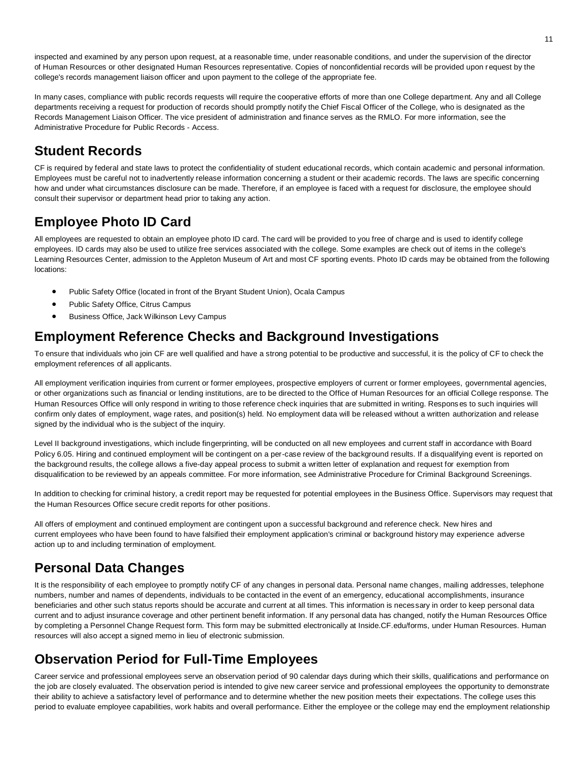inspected and examined by any person upon request, at a reasonable time, under reasonable conditions, and under the supervision of the director of Human Resources or other designated Human Resources representative. Copies of nonconfidential records will be provided upon request by the college's records management liaison officer and upon payment to the college of the appropriate fee.

In many cases, compliance with public records requests will require the cooperative efforts of more than one College department. Any and all College departments receiving a request for production of records should promptly notify the Chief Fiscal Officer of the College, who is designated as the Records Management Liaison Officer. The vice president of administration and finance serves as the RMLO. For more information, see the Administrative Procedure for Public Records - Access.

## Student Records

CF is required by federal and state laws to protect the confidentiality of student educational records, which contain academic and personal information. Employees must be careful not to inadvertently release information concerning a student or their academic records. The laws are specific concerning how and under what circumstances disclosure can be made. Therefore, if an employee is faced with a request for disclosure, the employee should consult their supervisor or department head prior to taking any action.

## Employee Photo ID Card

All employees are requested to obtain an employee photo ID card. The card will be provided to you free of charge and is used to identify college employees. ID cards may also be used to utilize free services associated with the college. Some examples are check out of items in the college's Learning Resources Center, admission to the Appleton Museum of Art and most CF sporting events. Photo ID cards may be obtained from the following locations:

- Public Safety Office (located in front of the Bryant Student Union), Ocala Campus
- Public Safety Office, Citrus Campus
- Business Office, Jack Wilkinson Levy Campus

## Employment Reference Checks and Background Investigations

To ensure that individuals who join CF are well qualified and have a strong potential to be productive and successful, it is the policy of CF to check the employment references of all applicants.

All employment verification inquiries from current or former employees, prospective employers of current or former employees, governmental agencies, or other organizations such as financial or lending institutions, are to be directed to the Office of Human Resources for an official College response. The Human Resources Office will only respond in writing to those reference check inquiries that are submitted in writing. Responses to such inquiries will confirm only dates of employment, wage rates, and position(s) held. No employment data will be released without a written authorization and release signed by the individual who is the subject of the inquiry.

Level II background investigations, which include fingerprinting, will be conducted on all new employees and current staff in accordance with Board Policy 6.05. Hiring and continued employment will be contingent on a per-case review of the background results. If a disqualifying event is reported on the background results, the college allows a five-day appeal process to submit a written letter of explanation and request for exemption from disqualification to be reviewed by an appeals committee. For more information, see Administrative Procedure for Criminal Background Screenings.

In addition to checking for criminal history, a credit report may be requested for potential employees in the Business Office. Supervisors may request that the Human Resources Office secure credit reports for other positions.

All offers of employment and continued employment are contingent upon a successful background and reference check. New hires and current employees who have been found to have falsified their employment application's criminal or background history may experience adverse action up to and including termination of employment.

## Personal Data Changes

It is the responsibility of each employee to promptly notify CF of any changes in personal data. Personal name changes, mailing addresses, telephone numbers, number and names of dependents, individuals to be contacted in the event of an emergency, educational accomplishments, insurance beneficiaries and other such status reports should be accurate and current at all times. This information is necessary in order to keep personal data current and to adjust insurance coverage and other pertinent benefit information. If any personal data has changed, notify the Human Resources Office by completing a Personnel Change Request form. This form may be submitted electronically at Inside.CF.edu/forms, under Human Resources. Human resources will also accept a signed memo in lieu of electronic submission.

## Observation Period for Full-Time Employees

Career service and professional employees serve an observation period of 90 calendar days during which their skills, qualifications and performance on the job are closely evaluated. The observation period is intended to give new career service and professional employees the opportunity to demonstrate their ability to achieve a satisfactory level of performance and to determine whether the new position meets their expectations. The college uses this period to evaluate employee capabilities, work habits and overall performance. Either the employee or the college may end the employment relationship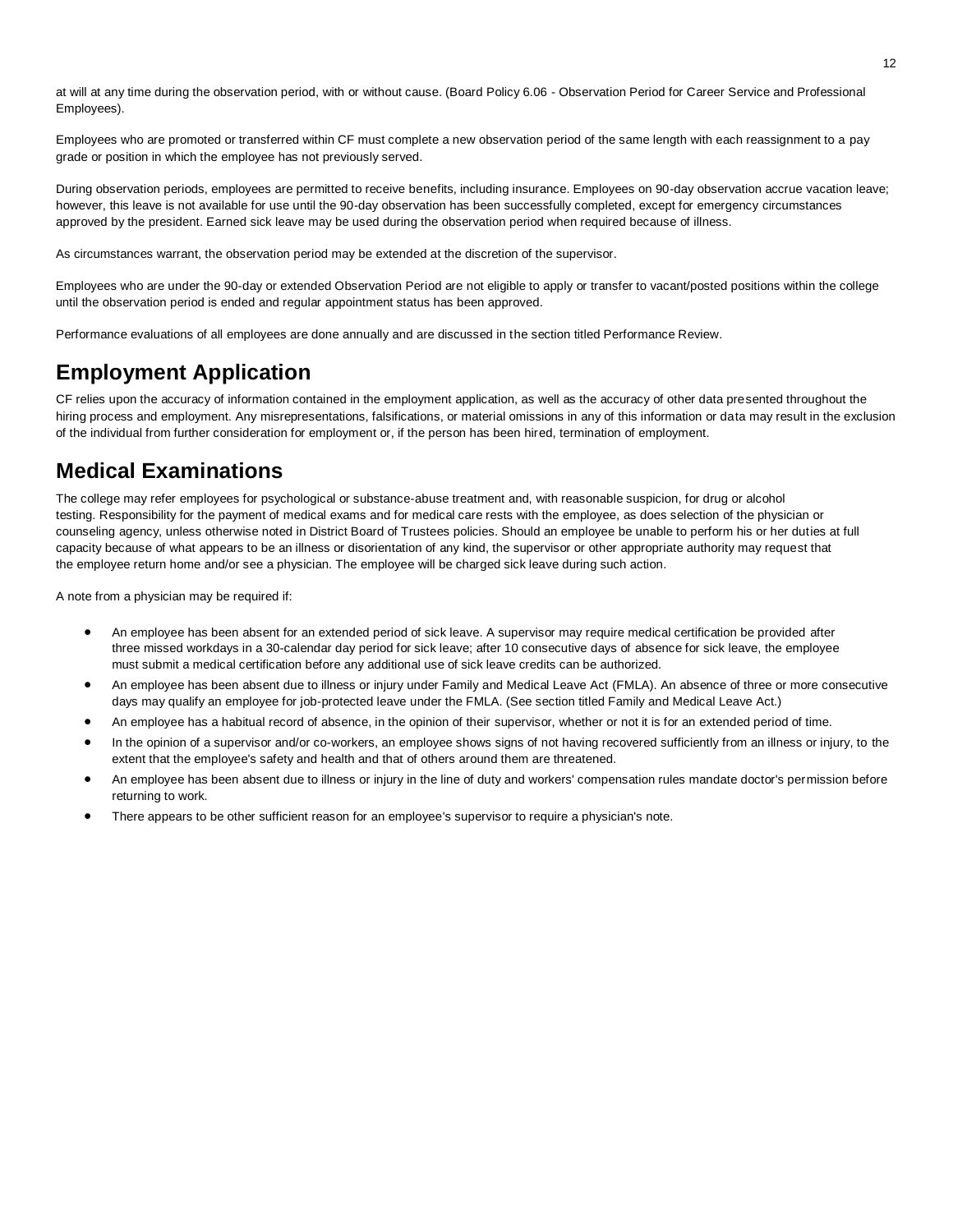at will at any time during the observation period, with or without cause. (Board Policy 6.06 - Observation Period for Career Service and Professional Employees).

Employees who are promoted or transferred within CF must complete a new observation period of the same length with each reassignment to a pay grade or position in which the employee has not previously served.

During observation periods, employees are permitted to receive benefits, including insurance. Employees on 90-day observation accrue vacation leave; however, this leave is not available for use until the 90-day observation has been successfully completed, except for emergency circumstances approved by the president. Earned sick leave may be used during the observation period when required because of illness.

As circumstances warrant, the observation period may be extended at the discretion of the supervisor.

Employees who are under the 90-day or extended Observation Period are not eligible to apply or transfer to vacant/posted positions within the college until the observation period is ended and regular appointment status has been approved.

Performance evaluations of all employees are done annually and are discussed in the section titled Performance Review.

## Employment Application

CF relies upon the accuracy of information contained in the employment application, as well as the accuracy of other data presented throughout the hiring process and employment. Any misrepresentations, falsifications, or material omissions in any of this information or data may result in the exclusion of the individual from further consideration for employment or, if the person has been hired, termination of employment.

## Medical Examinations

The college may refer employees for psychological or substance-abuse treatment and, with reasonable suspicion, for drug or alcohol testing. Responsibility for the payment of medical exams and for medical care rests with the employee, as does selection of the physician or counseling agency, unless otherwise noted in District Board of Trustees policies. Should an employee be unable to perform his or her duties at full capacity because of what appears to be an illness or disorientation of any kind, the supervisor or other appropriate authority may request that the employee return home and/or see a physician. The employee will be charged sick leave during such action.

A note from a physician may be required if:

- An employee has been absent for an extended period of sick leave. A supervisor may require medical certification be provided after three missed workdays in a 30-calendar day period for sick leave; after 10 consecutive days of absence for sick leave, the employee must submit a medical certification before any additional use of sick leave credits can be authorized.
- An employee has been absent due to illness or injury under Family and Medical Leave Act (FMLA). An absence of three or more consecutive days may qualify an employee for job-protected leave under the FMLA. (See section titled Family and Medical Leave Act.)
- An employee has a habitual record of absence, in the opinion of their supervisor, whether or not it is for an extended period of time.
- In the opinion of a supervisor and/or co-workers, an employee shows signs of not having recovered sufficiently from an illness or injury, to the extent that the employee's safety and health and that of others around them are threatened.
- An employee has been absent due to illness or injury in the line of duty and workers' compensation rules mandate doctor's permission before returning to work.
- There appears to be other sufficient reason for an employee's supervisor to require a physician's note.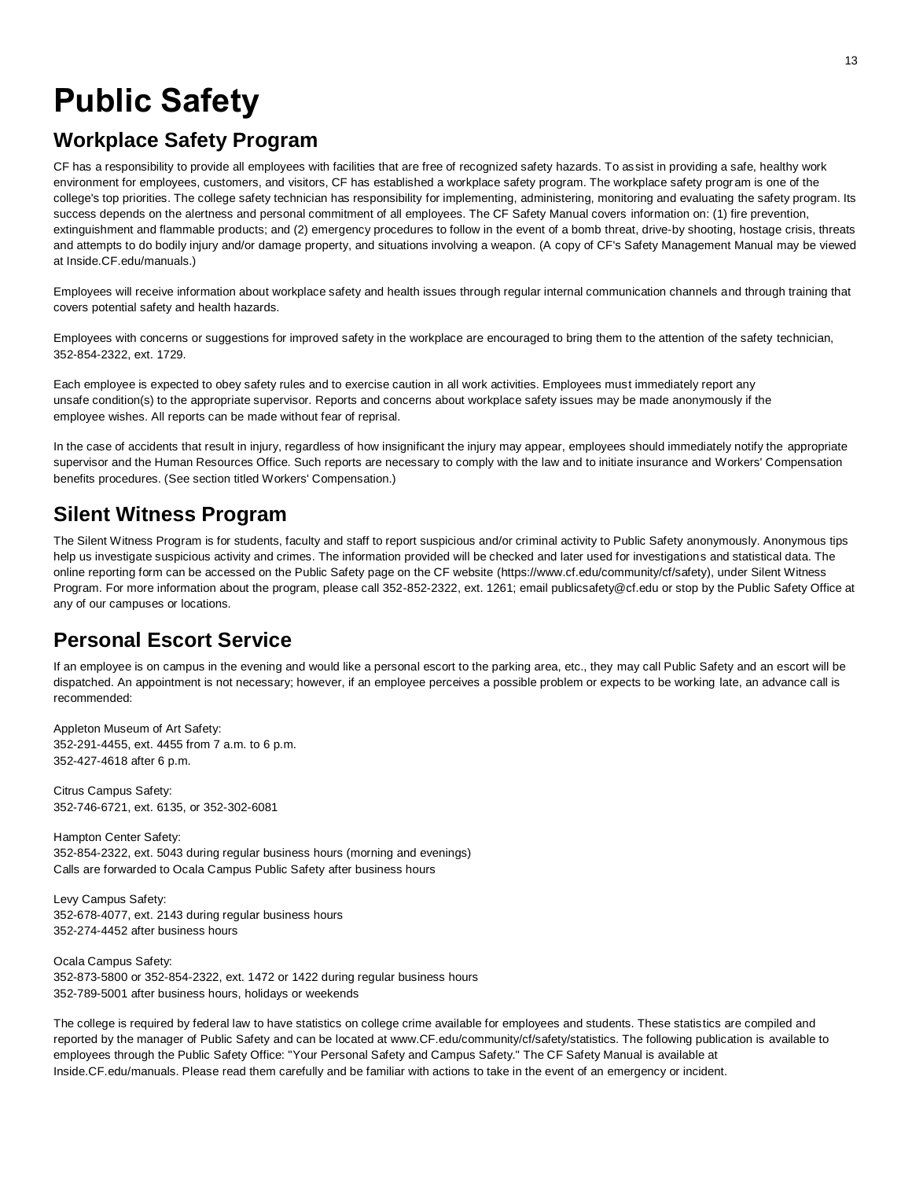# Public Safety

## Workplace Safety Program

CF has a responsibility to provide all employees with facilities that are free of recognized safety hazards. To assist in providing a safe, healthy work environment for employees, customers, and visitors, CF has established a workplace safety program. The workplace safety program is one of the college's top priorities. The college safety technician has responsibility for implementing, administering, monitoring and evaluating the safety program. Its success depends on the alertness and personal commitment of all employees. The CF Safety Manual covers information on: (1) fire prevention, extinguishment and flammable products; and (2) emergency procedures to follow in the event of a bomb threat, drive-by shooting, hostage crisis, threats and attempts to do bodily injury and/or damage property, and situations involving a weapon. (A copy of CF's Safety Management Manual may be viewed at Inside.CF.edu/manuals.)

Employees will receive information about workplace safety and health issues through regular internal communication channels and through training that covers potential safety and health hazards.

Employees with concerns or suggestions for improved safety in the workplace are encouraged to bring them to the attention of the safety technician, 352-854-2322, ext. 1729.

Each employee is expected to obey safety rules and to exercise caution in all work activities. Employees must immediately report any unsafe condition(s) to the appropriate supervisor. Reports and concerns about workplace safety issues may be made anonymously if the employee wishes. All reports can be made without fear of reprisal.

In the case of accidents that result in injury, regardless of how insignificant the injury may appear, employees should immediately notify the appropriate supervisor and the Human Resources Office. Such reports are necessary to comply with the law and to initiate insurance and Workers' Compensation benefits procedures. (See section titled Workers' Compensation.)

## Silent Witness Program

The Silent Witness Program is for students, faculty and staff to report suspicious and/or criminal activity to Public Safety anonymously. Anonymous tips help us investigate suspicious activity and crimes. The information provided will be checked and later used for investigations and statistical data. The online reporting form can be accessed on the Public Safety page on the CF website (https://www.cf.edu/community/cf/safety), under Silent Witness Program. For more information about the program, please call 352-852-2322, ext. 1261; email publicsafety@cf.edu or stop by the Public Safety Office at any of our campuses or locations.

## Personal Escort Service

If an employee is on campus in the evening and would like a personal escort to the parking area, etc., they may call Public Safety and an escort will be dispatched. An appointment is not necessary; however, if an employee perceives a possible problem or expects to be working late, an advance call is recommended:

Appleton Museum of Art Safety:
352-291-4455, ext. 4455 from 7 a.m. to 6 p.m.
352-427-4618 after 6 p.m.

Citrus Campus Safety:
352-746-6721, ext. 6135, or 352-302-6081

Hampton Center Safety:
352-854-2322, ext. 5043 during regular business hours (morning and evenings)
Calls are forwarded to Ocala Campus Public Safety after business hours

Levy Campus Safety:
352-678-4077, ext. 2143 during regular business hours
352-274-4452 after business hours

Ocala Campus Safety:
352-873-5800 or 352-854-2322, ext. 1472 or 1422 during regular business hours
352-789-5001 after business hours, holidays or weekends

The college is required by federal law to have statistics on college crime available for employees and students. These statistics are compiled and reported by the manager of Public Safety and can be located at www.CF.edu/community/cf/safety/statistics. The following publication is available to employees through the Public Safety Office: "Your Personal Safety and Campus Safety." The CF Safety Manual is available at Inside.CF.edu/manuals. Please read them carefully and be familiar with actions to take in the event of an emergency or incident.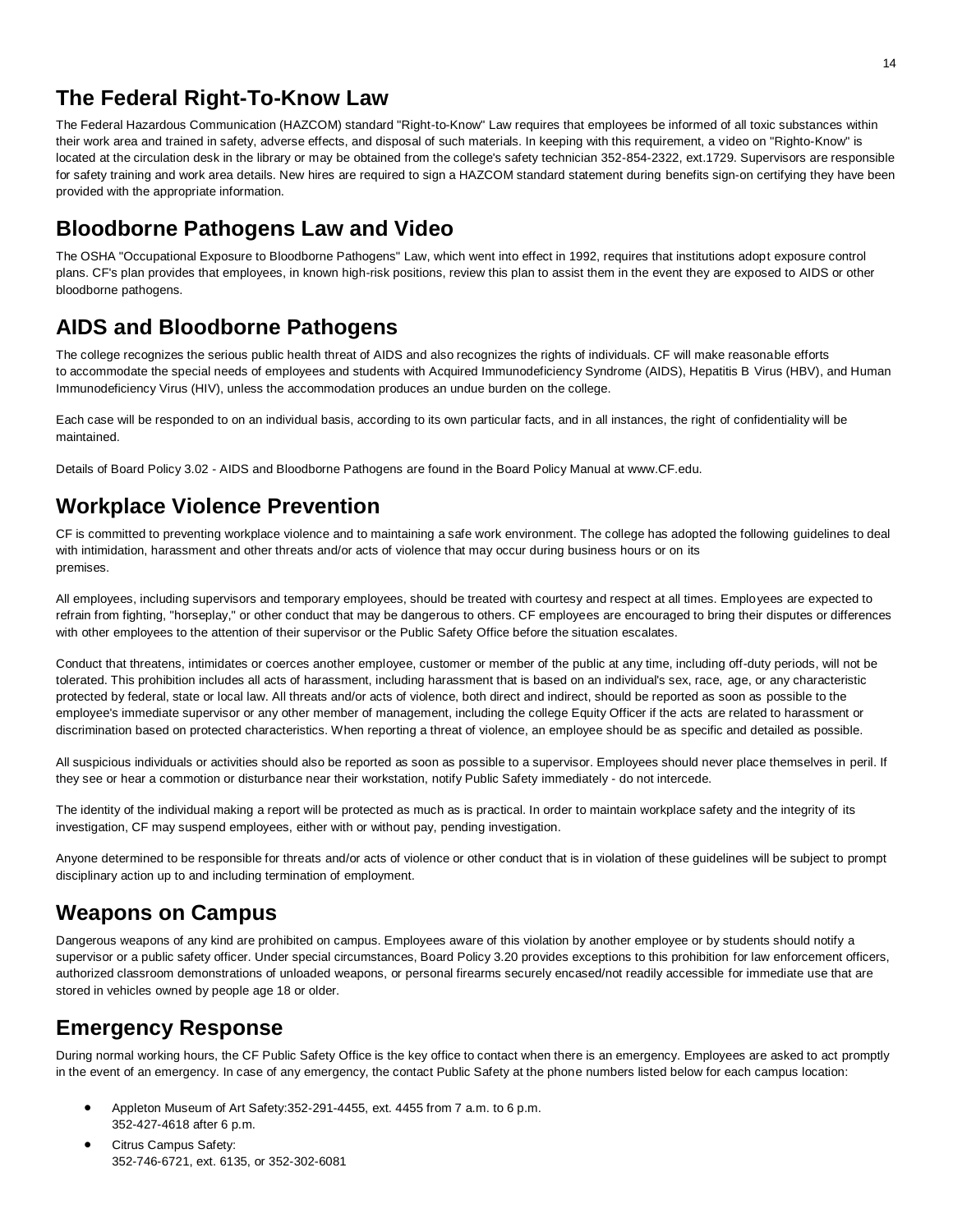## The Federal Right-To-Know Law

The Federal Hazardous Communication (HAZCOM) standard "Right-to-Know" Law requires that employees be informed of all toxic substances within their work area and trained in safety, adverse effects, and disposal of such materials. In keeping with this requirement, a video on "Righto-Know" is located at the circulation desk in the library or may be obtained from the college's safety technician 352-854-2322, ext.1729. Supervisors are responsible for safety training and work area details. New hires are required to sign a HAZCOM standard statement during benefits sign-on certifying they have been provided with the appropriate information.

## Bloodborne Pathogens Law and Video

The OSHA "Occupational Exposure to Bloodborne Pathogens" Law, which went into effect in 1992, requires that institutions adopt exposure control plans. CF's plan provides that employees, in known high-risk positions, review this plan to assist them in the event they are exposed to AIDS or other bloodborne pathogens.

## AIDS and Bloodborne Pathogens

The college recognizes the serious public health threat of AIDS and also recognizes the rights of individuals. CF will make reasonable efforts to accommodate the special needs of employees and students with Acquired Immunodeficiency Syndrome (AIDS), Hepatitis B Virus (HBV), and Human Immunodeficiency Virus (HIV), unless the accommodation produces an undue burden on the college.

Each case will be responded to on an individual basis, according to its own particular facts, and in all instances, the right of confidentiality will be maintained.

Details of Board Policy 3.02 - AIDS and Bloodborne Pathogens are found in the Board Policy Manual at www.CF.edu.

## Workplace Violence Prevention

CF is committed to preventing workplace violence and to maintaining a safe work environment. The college has adopted the following guidelines to deal with intimidation, harassment and other threats and/or acts of violence that may occur during business hours or on its premises.

All employees, including supervisors and temporary employees, should be treated with courtesy and respect at all times. Employees are expected to refrain from fighting, "horseplay," or other conduct that may be dangerous to others. CF employees are encouraged to bring their disputes or differences with other employees to the attention of their supervisor or the Public Safety Office before the situation escalates.

Conduct that threatens, intimidates or coerces another employee, customer or member of the public at any time, including off-duty periods, will not be tolerated. This prohibition includes all acts of harassment, including harassment that is based on an individual's sex, race, age, or any characteristic protected by federal, state or local law. All threats and/or acts of violence, both direct and indirect, should be reported as soon as possible to the employee's immediate supervisor or any other member of management, including the college Equity Officer if the acts are related to harassment or discrimination based on protected characteristics. When reporting a threat of violence, an employee should be as specific and detailed as possible.

All suspicious individuals or activities should also be reported as soon as possible to a supervisor. Employees should never place themselves in peril. If they see or hear a commotion or disturbance near their workstation, notify Public Safety immediately - do not intercede.

The identity of the individual making a report will be protected as much as is practical. In order to maintain workplace safety and the integrity of its investigation, CF may suspend employees, either with or without pay, pending investigation.

Anyone determined to be responsible for threats and/or acts of violence or other conduct that is in violation of these guidelines will be subject to prompt disciplinary action up to and including termination of employment.

## Weapons on Campus

Dangerous weapons of any kind are prohibited on campus. Employees aware of this violation by another employee or by students should notify a supervisor or a public safety officer. Under special circumstances, Board Policy 3.20 provides exceptions to this prohibition for law enforcement officers, authorized classroom demonstrations of unloaded weapons, or personal firearms securely encased/not readily accessible for immediate use that are stored in vehicles owned by people age 18 or older.

## Emergency Response

During normal working hours, the CF Public Safety Office is the key office to contact when there is an emergency. Employees are asked to act promptly in the event of an emergency. In case of any emergency, the contact Public Safety at the phone numbers listed below for each campus location:

- Appleton Museum of Art Safety:352-291-4455, ext. 4455 from 7 a.m. to 6 p.m.
  352-427-4618 after 6 p.m.
- Citrus Campus Safety:
  352-746-6721, ext. 6135, or 352-302-6081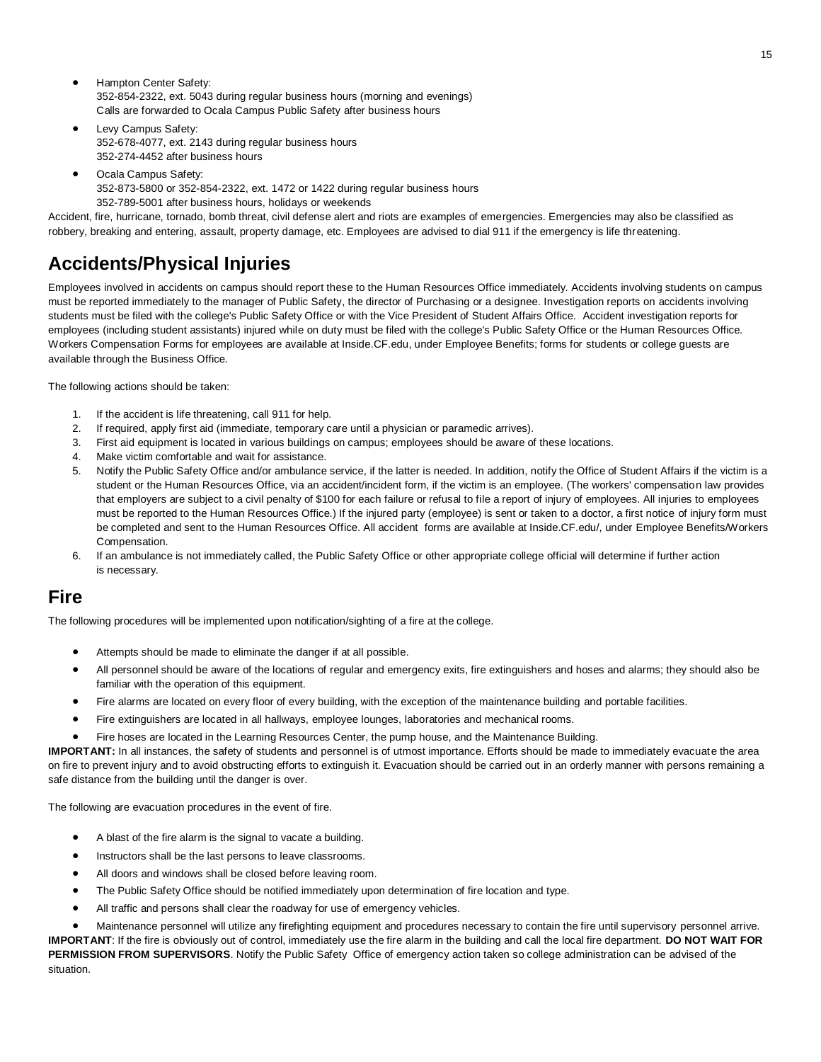- Hampton Center Safety:
  352-854-2322, ext. 5043 during regular business hours (morning and evenings)
  Calls are forwarded to Ocala Campus Public Safety after business hours
- Levy Campus Safety:
  352-678-4077, ext. 2143 during regular business hours
  352-274-4452 after business hours
- Ocala Campus Safety:
  352-873-5800 or 352-854-2322, ext. 1472 or 1422 during regular business hours
  352-789-5001 after business hours, holidays or weekends

Accident, fire, hurricane, tornado, bomb threat, civil defense alert and riots are examples of emergencies. Emergencies may also be classified as robbery, breaking and entering, assault, property damage, etc. Employees are advised to dial 911 if the emergency is life threatening.

# Accidents/Physical Injuries

Employees involved in accidents on campus should report these to the Human Resources Office immediately. Accidents involving students on campus must be reported immediately to the manager of Public Safety, the director of Purchasing or a designee. Investigation reports on accidents involving students must be filed with the college's Public Safety Office or with the Vice President of Student Affairs Office. Accident investigation reports for employees (including student assistants) injured while on duty must be filed with the college's Public Safety Office or the Human Resources Office. Workers Compensation Forms for employees are available at Inside.CF.edu, under Employee Benefits; forms for students or college guests are available through the Business Office.

The following actions should be taken:

1. If the accident is life threatening, call 911 for help.
2. If required, apply first aid (immediate, temporary care until a physician or paramedic arrives).
3. First aid equipment is located in various buildings on campus; employees should be aware of these locations.
4. Make victim comfortable and wait for assistance.
5. Notify the Public Safety Office and/or ambulance service, if the latter is needed. In addition, notify the Office of Student Affairs if the victim is a student or the Human Resources Office, via an accident/incident form, if the victim is an employee. (The workers' compensation law provides that employers are subject to a civil penalty of $100 for each failure or refusal to file a report of injury of employees. All injuries to employees must be reported to the Human Resources Office.) If the injured party (employee) is sent or taken to a doctor, a first notice of injury form must be completed and sent to the Human Resources Office. All accident forms are available at Inside.CF.edu/, under Employee Benefits/Workers Compensation.
6. If an ambulance is not immediately called, the Public Safety Office or other appropriate college official will determine if further action is necessary.

# Fire

The following procedures will be implemented upon notification/sighting of a fire at the college.

- Attempts should be made to eliminate the danger if at all possible.
- All personnel should be aware of the locations of regular and emergency exits, fire extinguishers and hoses and alarms; they should also be familiar with the operation of this equipment.
- Fire alarms are located on every floor of every building, with the exception of the maintenance building and portable facilities.
- Fire extinguishers are located in all hallways, employee lounges, laboratories and mechanical rooms.
- Fire hoses are located in the Learning Resources Center, the pump house, and the Maintenance Building.

**IMPORTANT:** In all instances, the safety of students and personnel is of utmost importance. Efforts should be made to immediately evacuate the area on fire to prevent injury and to avoid obstructing efforts to extinguish it. Evacuation should be carried out in an orderly manner with persons remaining a safe distance from the building until the danger is over.

The following are evacuation procedures in the event of fire.

- A blast of the fire alarm is the signal to vacate a building.
- Instructors shall be the last persons to leave classrooms.
- All doors and windows shall be closed before leaving room.
- The Public Safety Office should be notified immediately upon determination of fire location and type.
- All traffic and persons shall clear the roadway for use of emergency vehicles.
- Maintenance personnel will utilize any firefighting equipment and procedures necessary to contain the fire until supervisory personnel arrive.

**IMPORTANT**: If the fire is obviously out of control, immediately use the fire alarm in the building and call the local fire department. **DO NOT WAIT FOR PERMISSION FROM SUPERVISORS**. Notify the Public Safety Office of emergency action taken so college administration can be advised of the situation.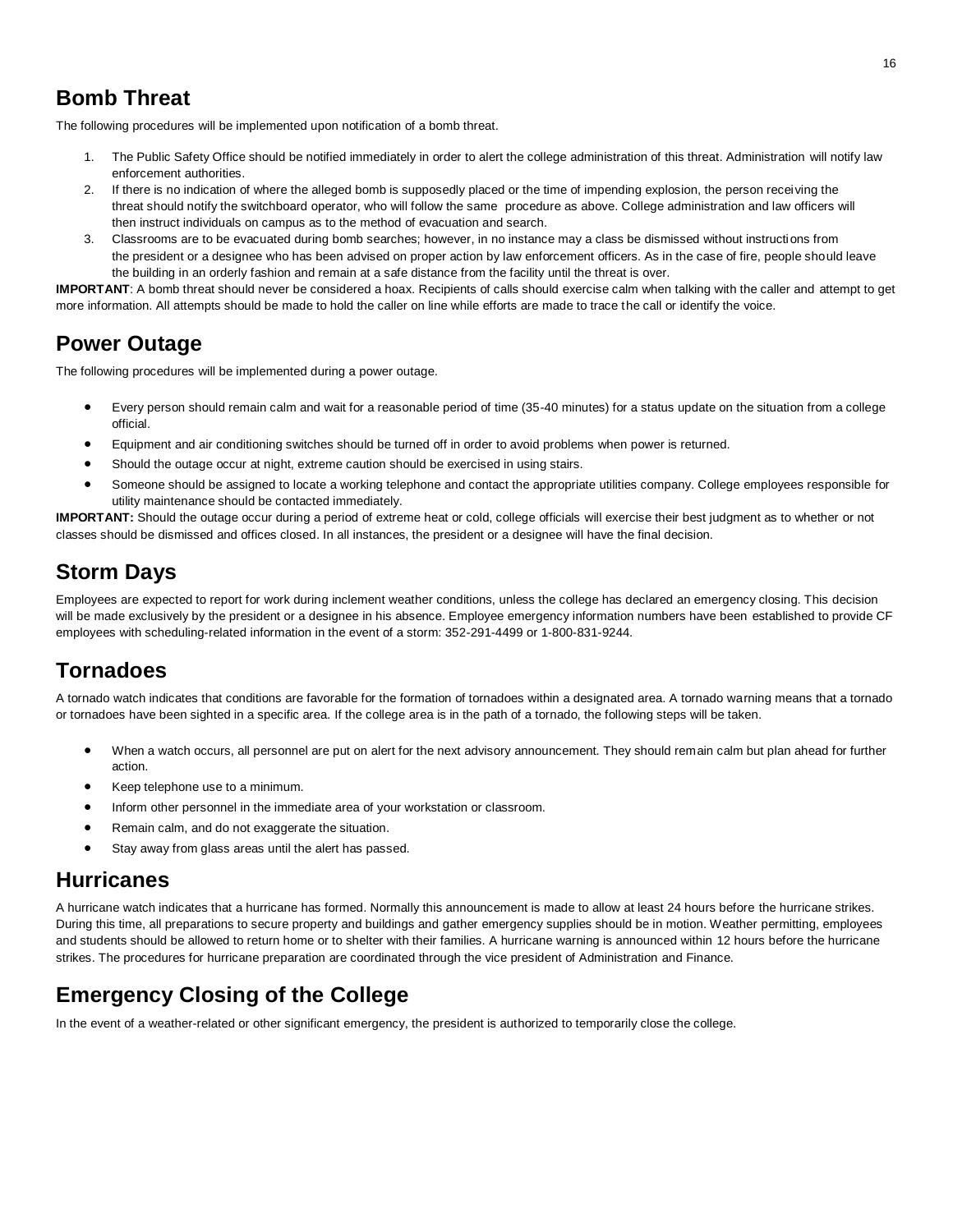## Bomb Threat

The following procedures will be implemented upon notification of a bomb threat.

1. The Public Safety Office should be notified immediately in order to alert the college administration of this threat. Administration will notify law enforcement authorities.
2. If there is no indication of where the alleged bomb is supposedly placed or the time of impending explosion, the person receiving the threat should notify the switchboard operator, who will follow the same procedure as above. College administration and law officers will then instruct individuals on campus as to the method of evacuation and search.
3. Classrooms are to be evacuated during bomb searches; however, in no instance may a class be dismissed without instructions from the president or a designee who has been advised on proper action by law enforcement officers. As in the case of fire, people should leave the building in an orderly fashion and remain at a safe distance from the facility until the threat is over.

**IMPORTANT**: A bomb threat should never be considered a hoax. Recipients of calls should exercise calm when talking with the caller and attempt to get more information. All attempts should be made to hold the caller on line while efforts are made to trace the call or identify the voice.

## Power Outage

The following procedures will be implemented during a power outage.

- Every person should remain calm and wait for a reasonable period of time (35-40 minutes) for a status update on the situation from a college official.
- Equipment and air conditioning switches should be turned off in order to avoid problems when power is returned.
- Should the outage occur at night, extreme caution should be exercised in using stairs.
- Someone should be assigned to locate a working telephone and contact the appropriate utilities company. College employees responsible for utility maintenance should be contacted immediately.

**IMPORTANT:** Should the outage occur during a period of extreme heat or cold, college officials will exercise their best judgment as to whether or not classes should be dismissed and offices closed. In all instances, the president or a designee will have the final decision.

## Storm Days

Employees are expected to report for work during inclement weather conditions, unless the college has declared an emergency closing. This decision will be made exclusively by the president or a designee in his absence. Employee emergency information numbers have been established to provide CF employees with scheduling-related information in the event of a storm: 352-291-4499 or 1-800-831-9244.

## Tornadoes

A tornado watch indicates that conditions are favorable for the formation of tornadoes within a designated area. A tornado warning means that a tornado or tornadoes have been sighted in a specific area. If the college area is in the path of a tornado, the following steps will be taken.

- When a watch occurs, all personnel are put on alert for the next advisory announcement. They should remain calm but plan ahead for further action.
- Keep telephone use to a minimum.
- Inform other personnel in the immediate area of your workstation or classroom.
- Remain calm, and do not exaggerate the situation.
- Stay away from glass areas until the alert has passed.

## Hurricanes

A hurricane watch indicates that a hurricane has formed. Normally this announcement is made to allow at least 24 hours before the hurricane strikes. During this time, all preparations to secure property and buildings and gather emergency supplies should be in motion. Weather permitting, employees and students should be allowed to return home or to shelter with their families. A hurricane warning is announced within 12 hours before the hurricane strikes. The procedures for hurricane preparation are coordinated through the vice president of Administration and Finance.

## Emergency Closing of the College

In the event of a weather-related or other significant emergency, the president is authorized to temporarily close the college.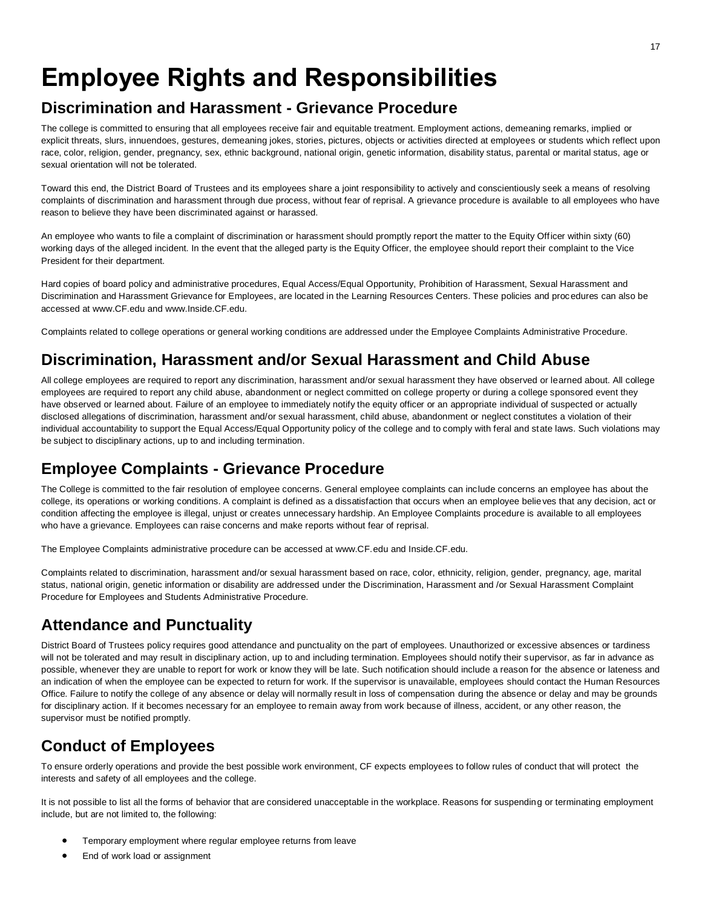# Employee Rights and Responsibilities

## Discrimination and Harassment - Grievance Procedure

The college is committed to ensuring that all employees receive fair and equitable treatment. Employment actions, demeaning remarks, implied or explicit threats, slurs, innuendoes, gestures, demeaning jokes, stories, pictures, objects or activities directed at employees or students which reflect upon race, color, religion, gender, pregnancy, sex, ethnic background, national origin, genetic information, disability status, parental or marital status, age or sexual orientation will not be tolerated.

Toward this end, the District Board of Trustees and its employees share a joint responsibility to actively and conscientiously seek a means of resolving complaints of discrimination and harassment through due process, without fear of reprisal. A grievance procedure is available to all employees who have reason to believe they have been discriminated against or harassed.

An employee who wants to file a complaint of discrimination or harassment should promptly report the matter to the Equity Officer within sixty (60) working days of the alleged incident. In the event that the alleged party is the Equity Officer, the employee should report their complaint to the Vice President for their department.

Hard copies of board policy and administrative procedures, Equal Access/Equal Opportunity, Prohibition of Harassment, Sexual Harassment and Discrimination and Harassment Grievance for Employees, are located in the Learning Resources Centers. These policies and procedures can also be accessed at www.CF.edu and www.Inside.CF.edu.

Complaints related to college operations or general working conditions are addressed under the Employee Complaints Administrative Procedure.

## Discrimination, Harassment and/or Sexual Harassment and Child Abuse

All college employees are required to report any discrimination, harassment and/or sexual harassment they have observed or learned about. All college employees are required to report any child abuse, abandonment or neglect committed on college property or during a college sponsored event they have observed or learned about. Failure of an employee to immediately notify the equity officer or an appropriate individual of suspected or actually disclosed allegations of discrimination, harassment and/or sexual harassment, child abuse, abandonment or neglect constitutes a violation of their individual accountability to support the Equal Access/Equal Opportunity policy of the college and to comply with feral and state laws. Such violations may be subject to disciplinary actions, up to and including termination.

## Employee Complaints - Grievance Procedure

The College is committed to the fair resolution of employee concerns. General employee complaints can include concerns an employee has about the college, its operations or working conditions. A complaint is defined as a dissatisfaction that occurs when an employee believes that any decision, act or condition affecting the employee is illegal, unjust or creates unnecessary hardship. An Employee Complaints procedure is available to all employees who have a grievance. Employees can raise concerns and make reports without fear of reprisal.

The Employee Complaints administrative procedure can be accessed at www.CF.edu and Inside.CF.edu.

Complaints related to discrimination, harassment and/or sexual harassment based on race, color, ethnicity, religion, gender, pregnancy, age, marital status, national origin, genetic information or disability are addressed under the Discrimination, Harassment and /or Sexual Harassment Complaint Procedure for Employees and Students Administrative Procedure.

## Attendance and Punctuality

District Board of Trustees policy requires good attendance and punctuality on the part of employees. Unauthorized or excessive absences or tardiness will not be tolerated and may result in disciplinary action, up to and including termination. Employees should notify their supervisor, as far in advance as possible, whenever they are unable to report for work or know they will be late. Such notification should include a reason for the absence or lateness and an indication of when the employee can be expected to return for work. If the supervisor is unavailable, employees should contact the Human Resources Office. Failure to notify the college of any absence or delay will normally result in loss of compensation during the absence or delay and may be grounds for disciplinary action. If it becomes necessary for an employee to remain away from work because of illness, accident, or any other reason, the supervisor must be notified promptly.

## Conduct of Employees

To ensure orderly operations and provide the best possible work environment, CF expects employees to follow rules of conduct that will protect the interests and safety of all employees and the college.

It is not possible to list all the forms of behavior that are considered unacceptable in the workplace. Reasons for suspending or terminating employment include, but are not limited to, the following:

- Temporary employment where regular employee returns from leave
- End of work load or assignment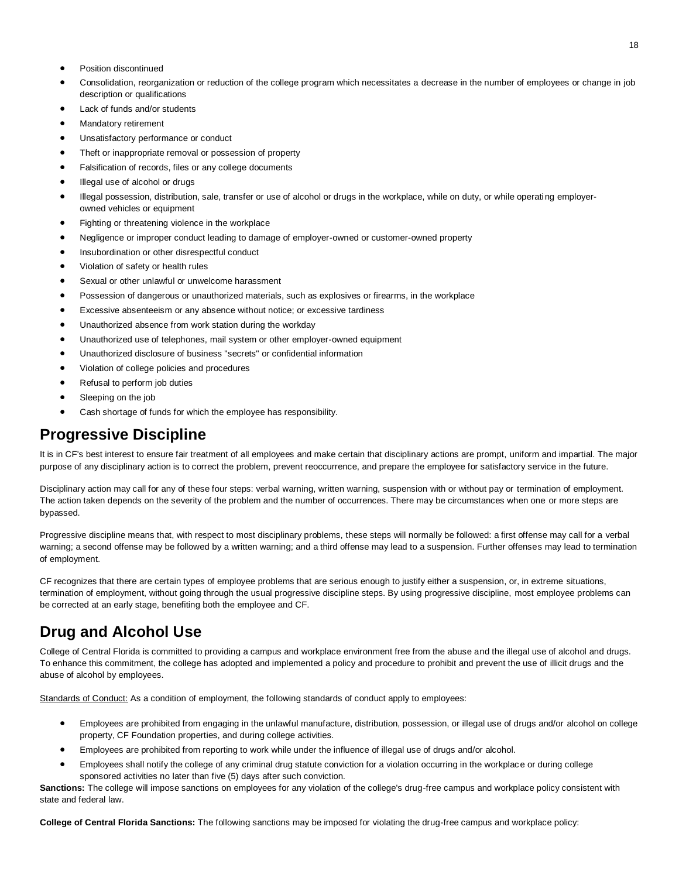- Position discontinued
- Consolidation, reorganization or reduction of the college program which necessitates a decrease in the number of employees or change in job description or qualifications
- Lack of funds and/or students
- Mandatory retirement
- Unsatisfactory performance or conduct
- Theft or inappropriate removal or possession of property
- Falsification of records, files or any college documents
- Illegal use of alcohol or drugs
- Illegal possession, distribution, sale, transfer or use of alcohol or drugs in the workplace, while on duty, or while operating employer-owned vehicles or equipment
- Fighting or threatening violence in the workplace
- Negligence or improper conduct leading to damage of employer-owned or customer-owned property
- Insubordination or other disrespectful conduct
- Violation of safety or health rules
- Sexual or other unlawful or unwelcome harassment
- Possession of dangerous or unauthorized materials, such as explosives or firearms, in the workplace
- Excessive absenteeism or any absence without notice; or excessive tardiness
- Unauthorized absence from work station during the workday
- Unauthorized use of telephones, mail system or other employer-owned equipment
- Unauthorized disclosure of business "secrets" or confidential information
- Violation of college policies and procedures
- Refusal to perform job duties
- Sleeping on the job
- Cash shortage of funds for which the employee has responsibility.

## Progressive Discipline

It is in CF's best interest to ensure fair treatment of all employees and make certain that disciplinary actions are prompt, uniform and impartial. The major purpose of any disciplinary action is to correct the problem, prevent reoccurrence, and prepare the employee for satisfactory service in the future.

Disciplinary action may call for any of these four steps: verbal warning, written warning, suspension with or without pay or termination of employment. The action taken depends on the severity of the problem and the number of occurrences. There may be circumstances when one or more steps are bypassed.

Progressive discipline means that, with respect to most disciplinary problems, these steps will normally be followed: a first offense may call for a verbal warning; a second offense may be followed by a written warning; and a third offense may lead to a suspension. Further offenses may lead to termination of employment.

CF recognizes that there are certain types of employee problems that are serious enough to justify either a suspension, or, in extreme situations, termination of employment, without going through the usual progressive discipline steps. By using progressive discipline, most employee problems can be corrected at an early stage, benefiting both the employee and CF.

## Drug and Alcohol Use

College of Central Florida is committed to providing a campus and workplace environment free from the abuse and the illegal use of alcohol and drugs. To enhance this commitment, the college has adopted and implemented a policy and procedure to prohibit and prevent the use of illicit drugs and the abuse of alcohol by employees.

Standards of Conduct: As a condition of employment, the following standards of conduct apply to employees:

- Employees are prohibited from engaging in the unlawful manufacture, distribution, possession, or illegal use of drugs and/or alcohol on college property, CF Foundation properties, and during college activities.
- Employees are prohibited from reporting to work while under the influence of illegal use of drugs and/or alcohol.
- Employees shall notify the college of any criminal drug statute conviction for a violation occurring in the workplace or during college sponsored activities no later than five (5) days after such conviction.

**Sanctions:** The college will impose sanctions on employees for any violation of the college's drug-free campus and workplace policy consistent with state and federal law.

**College of Central Florida Sanctions:** The following sanctions may be imposed for violating the drug-free campus and workplace policy: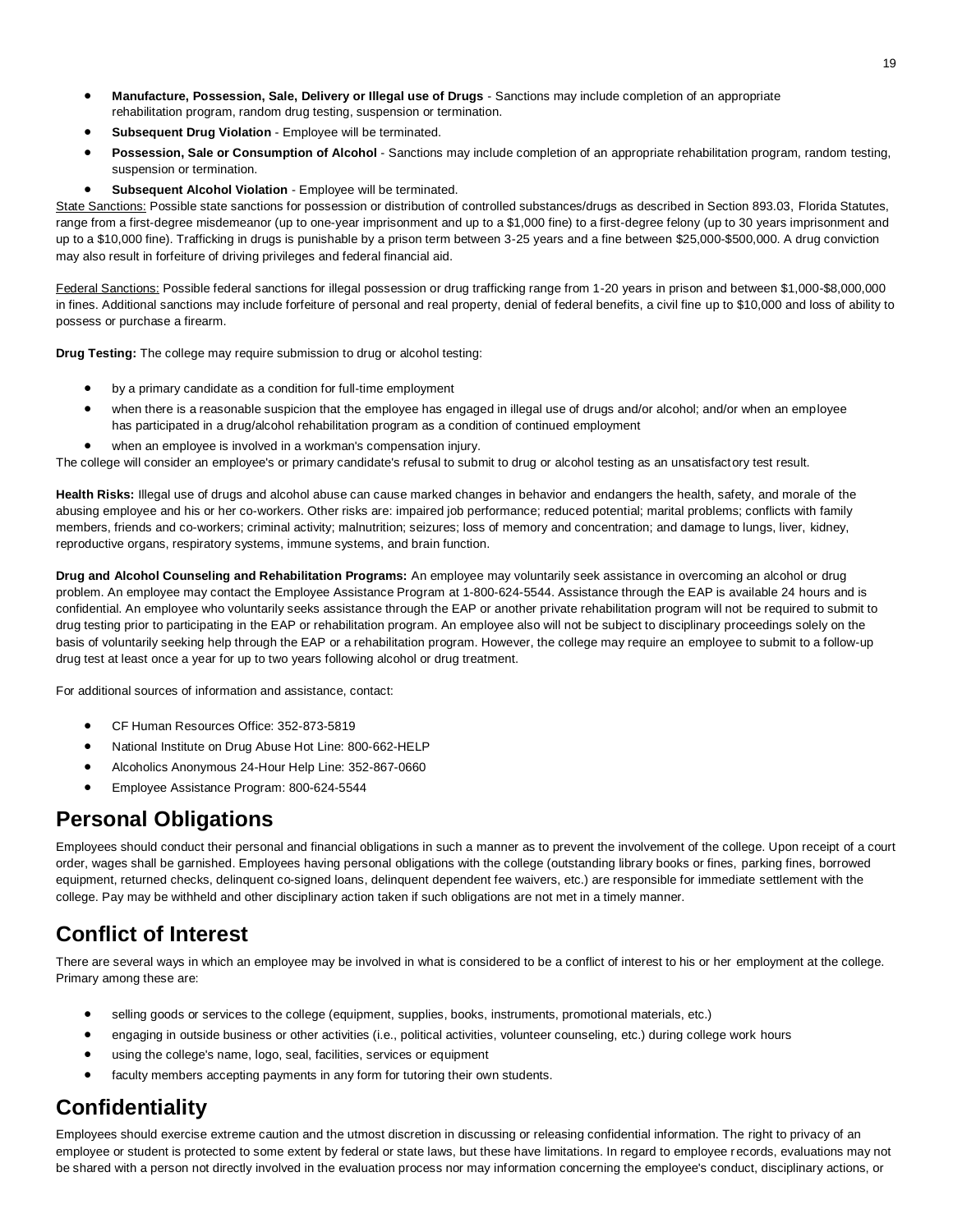- **Manufacture, Possession, Sale, Delivery or Illegal use of Drugs** - Sanctions may include completion of an appropriate rehabilitation program, random drug testing, suspension or termination.
- **Subsequent Drug Violation** - Employee will be terminated.
- **Possession, Sale or Consumption of Alcohol** - Sanctions may include completion of an appropriate rehabilitation program, random testing, suspension or termination.
- **Subsequent Alcohol Violation** - Employee will be terminated.

State Sanctions: Possible state sanctions for possession or distribution of controlled substances/drugs as described in Section 893.03, Florida Statutes, range from a first-degree misdemeanor (up to one-year imprisonment and up to a $1,000 fine) to a first-degree felony (up to 30 years imprisonment and up to a $10,000 fine). Trafficking in drugs is punishable by a prison term between 3-25 years and a fine between $25,000-$500,000. A drug conviction may also result in forfeiture of driving privileges and federal financial aid.

Federal Sanctions: Possible federal sanctions for illegal possession or drug trafficking range from 1-20 years in prison and between $1,000-$8,000,000 in fines. Additional sanctions may include forfeiture of personal and real property, denial of federal benefits, a civil fine up to $10,000 and loss of ability to possess or purchase a firearm.

**Drug Testing:** The college may require submission to drug or alcohol testing:

- by a primary candidate as a condition for full-time employment
- when there is a reasonable suspicion that the employee has engaged in illegal use of drugs and/or alcohol; and/or when an employee has participated in a drug/alcohol rehabilitation program as a condition of continued employment
- when an employee is involved in a workman's compensation injury.

The college will consider an employee's or primary candidate's refusal to submit to drug or alcohol testing as an unsatisfactory test result.

**Health Risks:** Illegal use of drugs and alcohol abuse can cause marked changes in behavior and endangers the health, safety, and morale of the abusing employee and his or her co-workers. Other risks are: impaired job performance; reduced potential; marital problems; conflicts with family members, friends and co-workers; criminal activity; malnutrition; seizures; loss of memory and concentration; and damage to lungs, liver, kidney, reproductive organs, respiratory systems, immune systems, and brain function.

**Drug and Alcohol Counseling and Rehabilitation Programs:** An employee may voluntarily seek assistance in overcoming an alcohol or drug problem. An employee may contact the Employee Assistance Program at 1-800-624-5544. Assistance through the EAP is available 24 hours and is confidential. An employee who voluntarily seeks assistance through the EAP or another private rehabilitation program will not be required to submit to drug testing prior to participating in the EAP or rehabilitation program. An employee also will not be subject to disciplinary proceedings solely on the basis of voluntarily seeking help through the EAP or a rehabilitation program. However, the college may require an employee to submit to a follow-up drug test at least once a year for up to two years following alcohol or drug treatment.

For additional sources of information and assistance, contact:

- CF Human Resources Office: 352-873-5819
- National Institute on Drug Abuse Hot Line: 800-662-HELP
- Alcoholics Anonymous 24-Hour Help Line: 352-867-0660
- Employee Assistance Program: 800-624-5544

## Personal Obligations

Employees should conduct their personal and financial obligations in such a manner as to prevent the involvement of the college. Upon receipt of a court order, wages shall be garnished. Employees having personal obligations with the college (outstanding library books or fines, parking fines, borrowed equipment, returned checks, delinquent co-signed loans, delinquent dependent fee waivers, etc.) are responsible for immediate settlement with the college. Pay may be withheld and other disciplinary action taken if such obligations are not met in a timely manner.

## Conflict of Interest

There are several ways in which an employee may be involved in what is considered to be a conflict of interest to his or her employment at the college. Primary among these are:

- selling goods or services to the college (equipment, supplies, books, instruments, promotional materials, etc.)
- engaging in outside business or other activities (i.e., political activities, volunteer counseling, etc.) during college work hours
- using the college's name, logo, seal, facilities, services or equipment
- faculty members accepting payments in any form for tutoring their own students.

## Confidentiality

Employees should exercise extreme caution and the utmost discretion in discussing or releasing confidential information. The right to privacy of an employee or student is protected to some extent by federal or state laws, but these have limitations. In regard to employee records, evaluations may not be shared with a person not directly involved in the evaluation process nor may information concerning the employee's conduct, disciplinary actions, or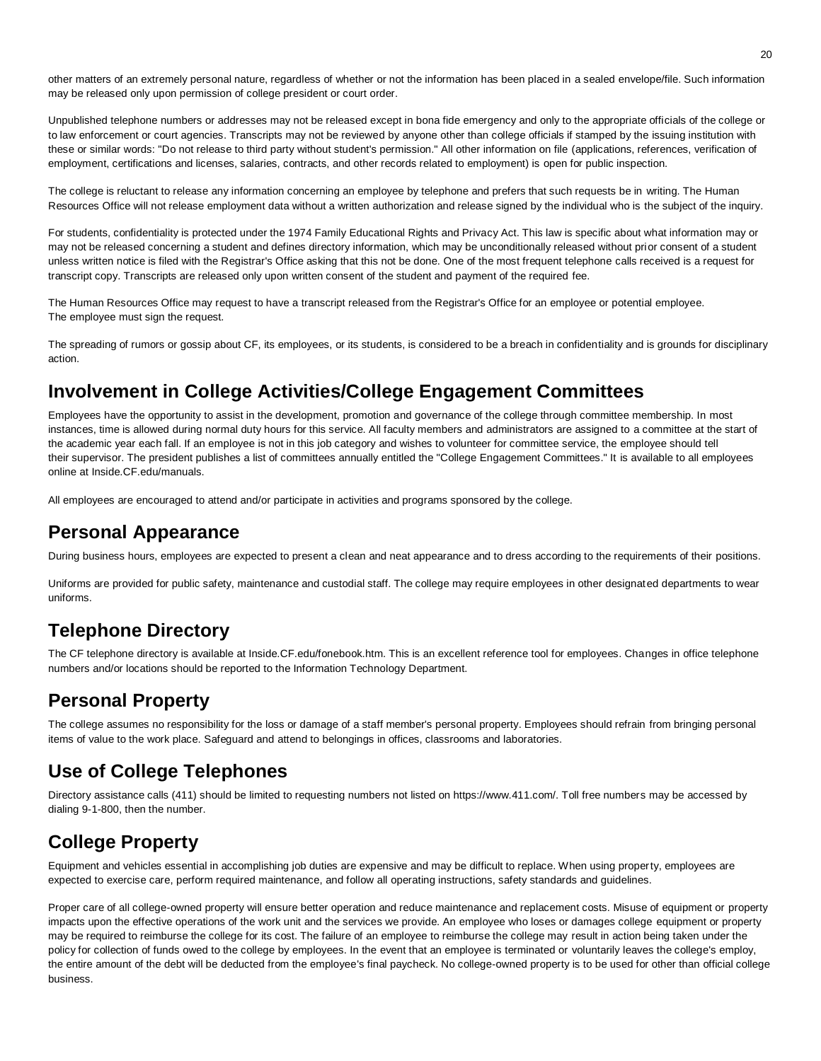other matters of an extremely personal nature, regardless of whether or not the information has been placed in a sealed envelope/file. Such information may be released only upon permission of college president or court order.

Unpublished telephone numbers or addresses may not be released except in bona fide emergency and only to the appropriate officials of the college or to law enforcement or court agencies. Transcripts may not be reviewed by anyone other than college officials if stamped by the issuing institution with these or similar words: "Do not release to third party without student's permission." All other information on file (applications, references, verification of employment, certifications and licenses, salaries, contracts, and other records related to employment) is open for public inspection.

The college is reluctant to release any information concerning an employee by telephone and prefers that such requests be in writing. The Human Resources Office will not release employment data without a written authorization and release signed by the individual who is the subject of the inquiry.

For students, confidentiality is protected under the 1974 Family Educational Rights and Privacy Act. This law is specific about what information may or may not be released concerning a student and defines directory information, which may be unconditionally released without prior consent of a student unless written notice is filed with the Registrar's Office asking that this not be done. One of the most frequent telephone calls received is a request for transcript copy. Transcripts are released only upon written consent of the student and payment of the required fee.

The Human Resources Office may request to have a transcript released from the Registrar's Office for an employee or potential employee. The employee must sign the request.

The spreading of rumors or gossip about CF, its employees, or its students, is considered to be a breach in confidentiality and is grounds for disciplinary action.

## Involvement in College Activities/College Engagement Committees

Employees have the opportunity to assist in the development, promotion and governance of the college through committee membership. In most instances, time is allowed during normal duty hours for this service. All faculty members and administrators are assigned to a committee at the start of the academic year each fall. If an employee is not in this job category and wishes to volunteer for committee service, the employee should tell their supervisor. The president publishes a list of committees annually entitled the "College Engagement Committees." It is available to all employees online at Inside.CF.edu/manuals.

All employees are encouraged to attend and/or participate in activities and programs sponsored by the college.

## Personal Appearance

During business hours, employees are expected to present a clean and neat appearance and to dress according to the requirements of their positions.

Uniforms are provided for public safety, maintenance and custodial staff. The college may require employees in other designated departments to wear uniforms.

## Telephone Directory

The CF telephone directory is available at Inside.CF.edu/fonebook.htm. This is an excellent reference tool for employees. Changes in office telephone numbers and/or locations should be reported to the Information Technology Department.

## Personal Property

The college assumes no responsibility for the loss or damage of a staff member's personal property. Employees should refrain from bringing personal items of value to the work place. Safeguard and attend to belongings in offices, classrooms and laboratories.

## Use of College Telephones

Directory assistance calls (411) should be limited to requesting numbers not listed on https://www.411.com/. Toll free numbers may be accessed by dialing 9-1-800, then the number.

## College Property

Equipment and vehicles essential in accomplishing job duties are expensive and may be difficult to replace. When using property, employees are expected to exercise care, perform required maintenance, and follow all operating instructions, safety standards and guidelines.

Proper care of all college-owned property will ensure better operation and reduce maintenance and replacement costs. Misuse of equipment or property impacts upon the effective operations of the work unit and the services we provide. An employee who loses or damages college equipment or property may be required to reimburse the college for its cost. The failure of an employee to reimburse the college may result in action being taken under the policy for collection of funds owed to the college by employees. In the event that an employee is terminated or voluntarily leaves the college's employ, the entire amount of the debt will be deducted from the employee's final paycheck. No college-owned property is to be used for other than official college business.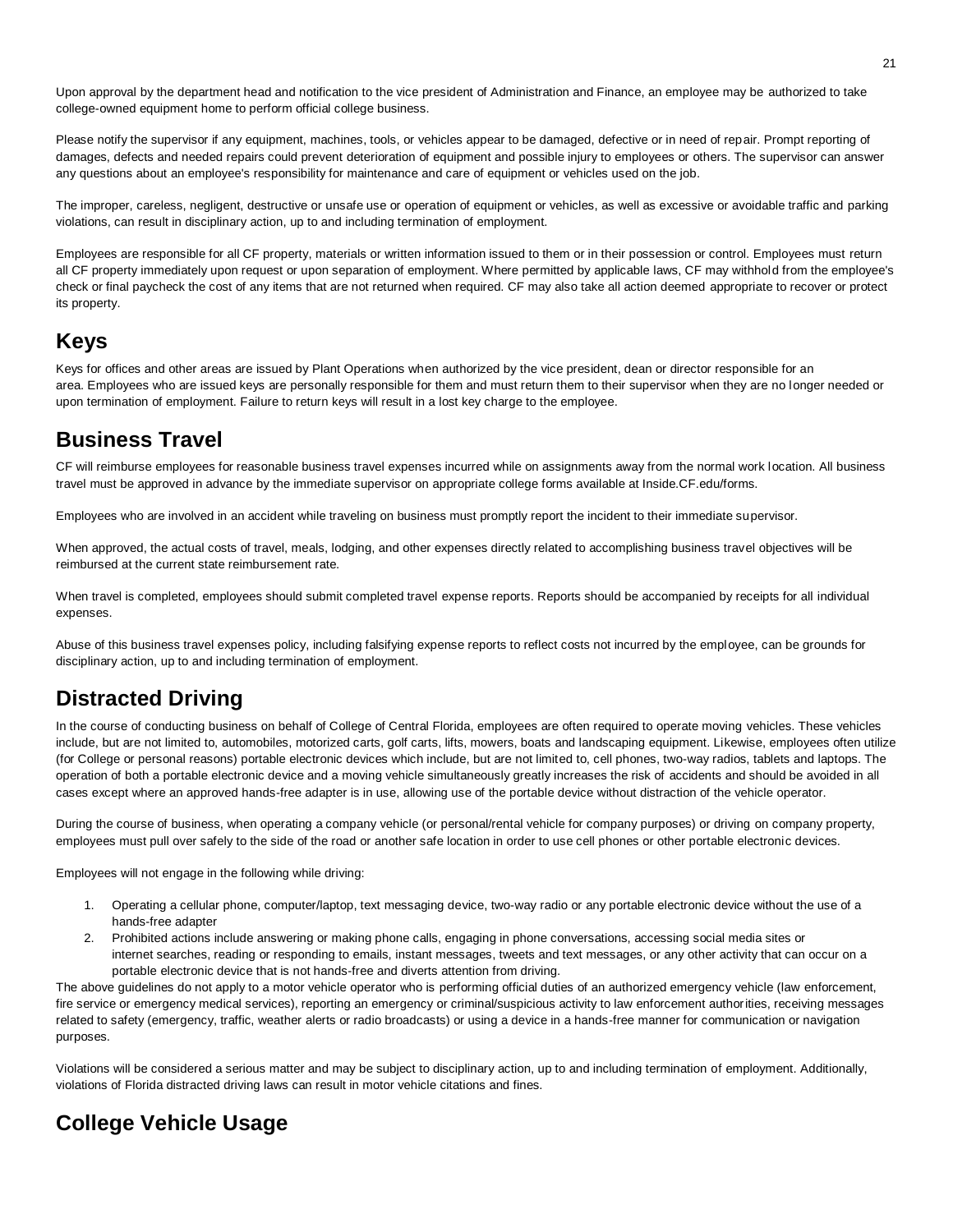Upon approval by the department head and notification to the vice president of Administration and Finance, an employee may be authorized to take college-owned equipment home to perform official college business.

Please notify the supervisor if any equipment, machines, tools, or vehicles appear to be damaged, defective or in need of repair. Prompt reporting of damages, defects and needed repairs could prevent deterioration of equipment and possible injury to employees or others. The supervisor can answer any questions about an employee's responsibility for maintenance and care of equipment or vehicles used on the job.

The improper, careless, negligent, destructive or unsafe use or operation of equipment or vehicles, as well as excessive or avoidable traffic and parking violations, can result in disciplinary action, up to and including termination of employment.

Employees are responsible for all CF property, materials or written information issued to them or in their possession or control. Employees must return all CF property immediately upon request or upon separation of employment. Where permitted by applicable laws, CF may withhold from the employee's check or final paycheck the cost of any items that are not returned when required. CF may also take all action deemed appropriate to recover or protect its property.

## Keys

Keys for offices and other areas are issued by Plant Operations when authorized by the vice president, dean or director responsible for an area. Employees who are issued keys are personally responsible for them and must return them to their supervisor when they are no longer needed or upon termination of employment. Failure to return keys will result in a lost key charge to the employee.

## Business Travel

CF will reimburse employees for reasonable business travel expenses incurred while on assignments away from the normal work location. All business travel must be approved in advance by the immediate supervisor on appropriate college forms available at Inside.CF.edu/forms.

Employees who are involved in an accident while traveling on business must promptly report the incident to their immediate supervisor.

When approved, the actual costs of travel, meals, lodging, and other expenses directly related to accomplishing business travel objectives will be reimbursed at the current state reimbursement rate.

When travel is completed, employees should submit completed travel expense reports. Reports should be accompanied by receipts for all individual expenses.

Abuse of this business travel expenses policy, including falsifying expense reports to reflect costs not incurred by the employee, can be grounds for disciplinary action, up to and including termination of employment.

## Distracted Driving

In the course of conducting business on behalf of College of Central Florida, employees are often required to operate moving vehicles. These vehicles include, but are not limited to, automobiles, motorized carts, golf carts, lifts, mowers, boats and landscaping equipment. Likewise, employees often utilize (for College or personal reasons) portable electronic devices which include, but are not limited to, cell phones, two-way radios, tablets and laptops. The operation of both a portable electronic device and a moving vehicle simultaneously greatly increases the risk of accidents and should be avoided in all cases except where an approved hands-free adapter is in use, allowing use of the portable device without distraction of the vehicle operator.

During the course of business, when operating a company vehicle (or personal/rental vehicle for company purposes) or driving on company property, employees must pull over safely to the side of the road or another safe location in order to use cell phones or other portable electronic devices.

Employees will not engage in the following while driving:

1. Operating a cellular phone, computer/laptop, text messaging device, two-way radio or any portable electronic device without the use of a hands-free adapter
2. Prohibited actions include answering or making phone calls, engaging in phone conversations, accessing social media sites or internet searches, reading or responding to emails, instant messages, tweets and text messages, or any other activity that can occur on a portable electronic device that is not hands-free and diverts attention from driving.

The above guidelines do not apply to a motor vehicle operator who is performing official duties of an authorized emergency vehicle (law enforcement, fire service or emergency medical services), reporting an emergency or criminal/suspicious activity to law enforcement authorities, receiving messages related to safety (emergency, traffic, weather alerts or radio broadcasts) or using a device in a hands-free manner for communication or navigation purposes.

Violations will be considered a serious matter and may be subject to disciplinary action, up to and including termination of employment. Additionally, violations of Florida distracted driving laws can result in motor vehicle citations and fines.

## College Vehicle Usage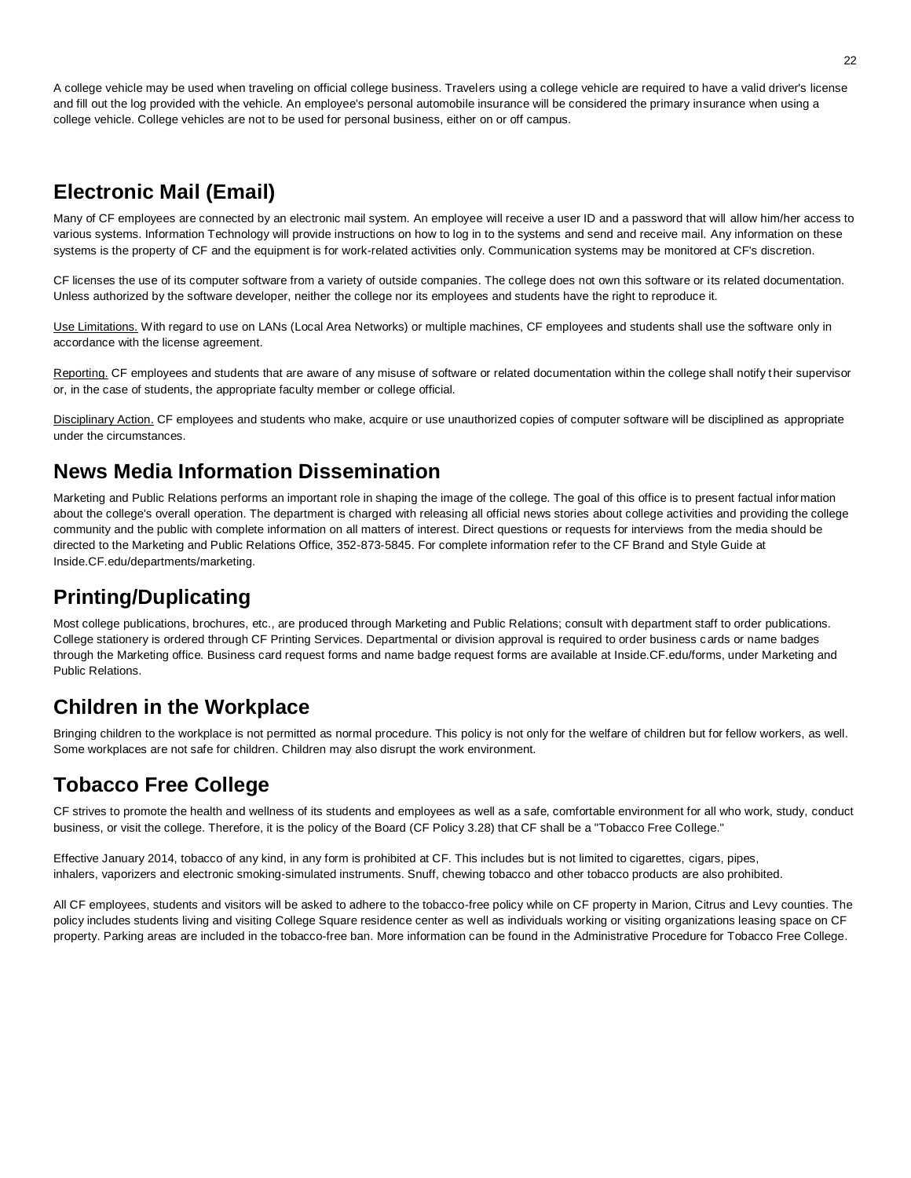A college vehicle may be used when traveling on official college business. Travelers using a college vehicle are required to have a valid driver's license and fill out the log provided with the vehicle. An employee's personal automobile insurance will be considered the primary insurance when using a college vehicle. College vehicles are not to be used for personal business, either on or off campus.

## Electronic Mail (Email)

Many of CF employees are connected by an electronic mail system. An employee will receive a user ID and a password that will allow him/her access to various systems. Information Technology will provide instructions on how to log in to the systems and send and receive mail. Any information on these systems is the property of CF and the equipment is for work-related activities only. Communication systems may be monitored at CF's discretion.

CF licenses the use of its computer software from a variety of outside companies. The college does not own this software or its related documentation. Unless authorized by the software developer, neither the college nor its employees and students have the right to reproduce it.

<u>Use Limitations.</u> With regard to use on LANs (Local Area Networks) or multiple machines, CF employees and students shall use the software only in accordance with the license agreement.

<u>Reporting.</u> CF employees and students that are aware of any misuse of software or related documentation within the college shall notify their supervisor or, in the case of students, the appropriate faculty member or college official.

<u>Disciplinary Action.</u> CF employees and students who make, acquire or use unauthorized copies of computer software will be disciplined as appropriate under the circumstances.

## News Media Information Dissemination

Marketing and Public Relations performs an important role in shaping the image of the college. The goal of this office is to present factual information about the college's overall operation. The department is charged with releasing all official news stories about college activities and providing the college community and the public with complete information on all matters of interest. Direct questions or requests for interviews from the media should be directed to the Marketing and Public Relations Office, 352-873-5845. For complete information refer to the CF Brand and Style Guide at Inside.CF.edu/departments/marketing.

## Printing/Duplicating

Most college publications, brochures, etc., are produced through Marketing and Public Relations; consult with department staff to order publications. College stationery is ordered through CF Printing Services. Departmental or division approval is required to order business cards or name badges through the Marketing office. Business card request forms and name badge request forms are available at Inside.CF.edu/forms, under Marketing and Public Relations.

## Children in the Workplace

Bringing children to the workplace is not permitted as normal procedure. This policy is not only for the welfare of children but for fellow workers, as well. Some workplaces are not safe for children. Children may also disrupt the work environment.

## Tobacco Free College

CF strives to promote the health and wellness of its students and employees as well as a safe, comfortable environment for all who work, study, conduct business, or visit the college. Therefore, it is the policy of the Board (CF Policy 3.28) that CF shall be a "Tobacco Free College."

Effective January 2014, tobacco of any kind, in any form is prohibited at CF. This includes but is not limited to cigarettes, cigars, pipes, inhalers, vaporizers and electronic smoking-simulated instruments. Snuff, chewing tobacco and other tobacco products are also prohibited.

All CF employees, students and visitors will be asked to adhere to the tobacco-free policy while on CF property in Marion, Citrus and Levy counties. The policy includes students living and visiting College Square residence center as well as individuals working or visiting organizations leasing space on CF property. Parking areas are included in the tobacco-free ban. More information can be found in the Administrative Procedure for Tobacco Free College.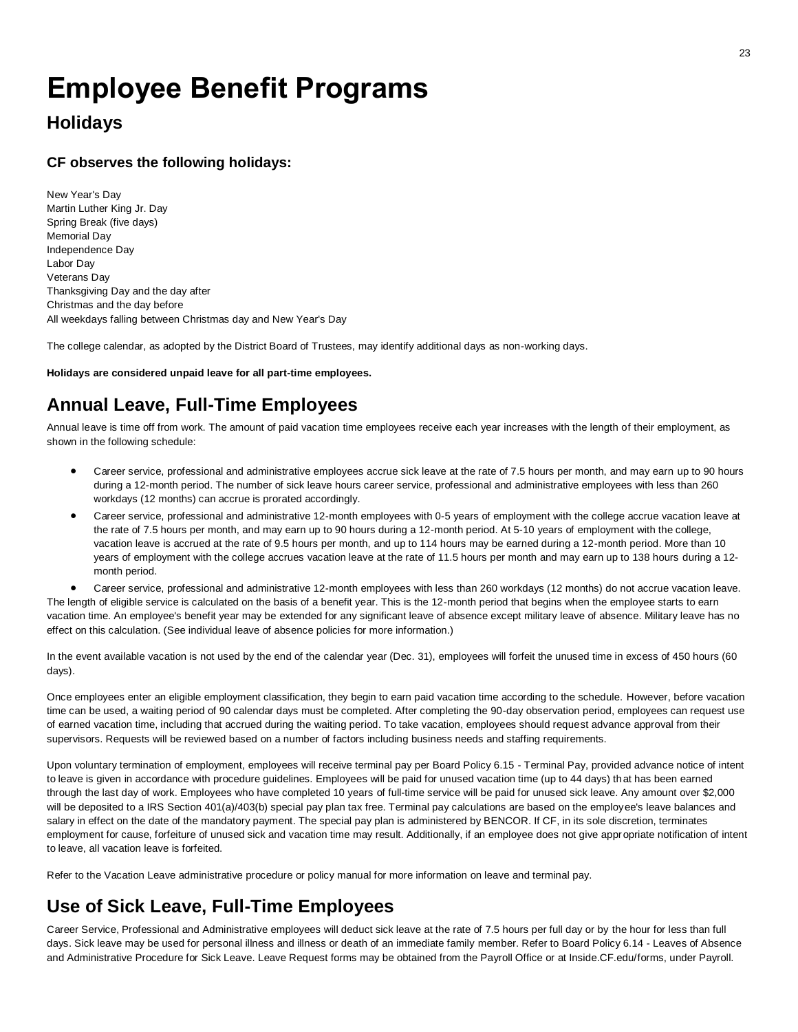# Employee Benefit Programs

## Holidays

### CF observes the following holidays:

New Year's Day
Martin Luther King Jr. Day
Spring Break (five days)
Memorial Day
Independence Day
Labor Day
Veterans Day
Thanksgiving Day and the day after
Christmas and the day before
All weekdays falling between Christmas day and New Year's Day

The college calendar, as adopted by the District Board of Trustees, may identify additional days as non-working days.

**Holidays are considered unpaid leave for all part-time employees.**

## Annual Leave, Full-Time Employees

Annual leave is time off from work. The amount of paid vacation time employees receive each year increases with the length of their employment, as shown in the following schedule:

- Career service, professional and administrative employees accrue sick leave at the rate of 7.5 hours per month, and may earn up to 90 hours during a 12-month period. The number of sick leave hours career service, professional and administrative employees with less than 260 workdays (12 months) can accrue is prorated accordingly.
- Career service, professional and administrative 12-month employees with 0-5 years of employment with the college accrue vacation leave at the rate of 7.5 hours per month, and may earn up to 90 hours during a 12-month period. At 5-10 years of employment with the college, vacation leave is accrued at the rate of 9.5 hours per month, and up to 114 hours may be earned during a 12-month period. More than 10 years of employment with the college accrues vacation leave at the rate of 11.5 hours per month and may earn up to 138 hours during a 12-month period.
- Career service, professional and administrative 12-month employees with less than 260 workdays (12 months) do not accrue vacation leave.

The length of eligible service is calculated on the basis of a benefit year. This is the 12-month period that begins when the employee starts to earn vacation time. An employee's benefit year may be extended for any significant leave of absence except military leave of absence. Military leave has no effect on this calculation. (See individual leave of absence policies for more information.)

In the event available vacation is not used by the end of the calendar year (Dec. 31), employees will forfeit the unused time in excess of 450 hours (60 days).

Once employees enter an eligible employment classification, they begin to earn paid vacation time according to the schedule. However, before vacation time can be used, a waiting period of 90 calendar days must be completed. After completing the 90-day observation period, employees can request use of earned vacation time, including that accrued during the waiting period. To take vacation, employees should request advance approval from their supervisors. Requests will be reviewed based on a number of factors including business needs and staffing requirements.

Upon voluntary termination of employment, employees will receive terminal pay per Board Policy 6.15 - Terminal Pay, provided advance notice of intent to leave is given in accordance with procedure guidelines. Employees will be paid for unused vacation time (up to 44 days) that has been earned through the last day of work. Employees who have completed 10 years of full-time service will be paid for unused sick leave. Any amount over $2,000 will be deposited to a IRS Section 401(a)/403(b) special pay plan tax free. Terminal pay calculations are based on the employee's leave balances and salary in effect on the date of the mandatory payment. The special pay plan is administered by BENCOR. If CF, in its sole discretion, terminates employment for cause, forfeiture of unused sick and vacation time may result. Additionally, if an employee does not give appropriate notification of intent to leave, all vacation leave is forfeited.

Refer to the Vacation Leave administrative procedure or policy manual for more information on leave and terminal pay.

## Use of Sick Leave, Full-Time Employees

Career Service, Professional and Administrative employees will deduct sick leave at the rate of 7.5 hours per full day or by the hour for less than full days. Sick leave may be used for personal illness and illness or death of an immediate family member. Refer to Board Policy 6.14 - Leaves of Absence and Administrative Procedure for Sick Leave. Leave Request forms may be obtained from the Payroll Office or at Inside.CF.edu/forms, under Payroll.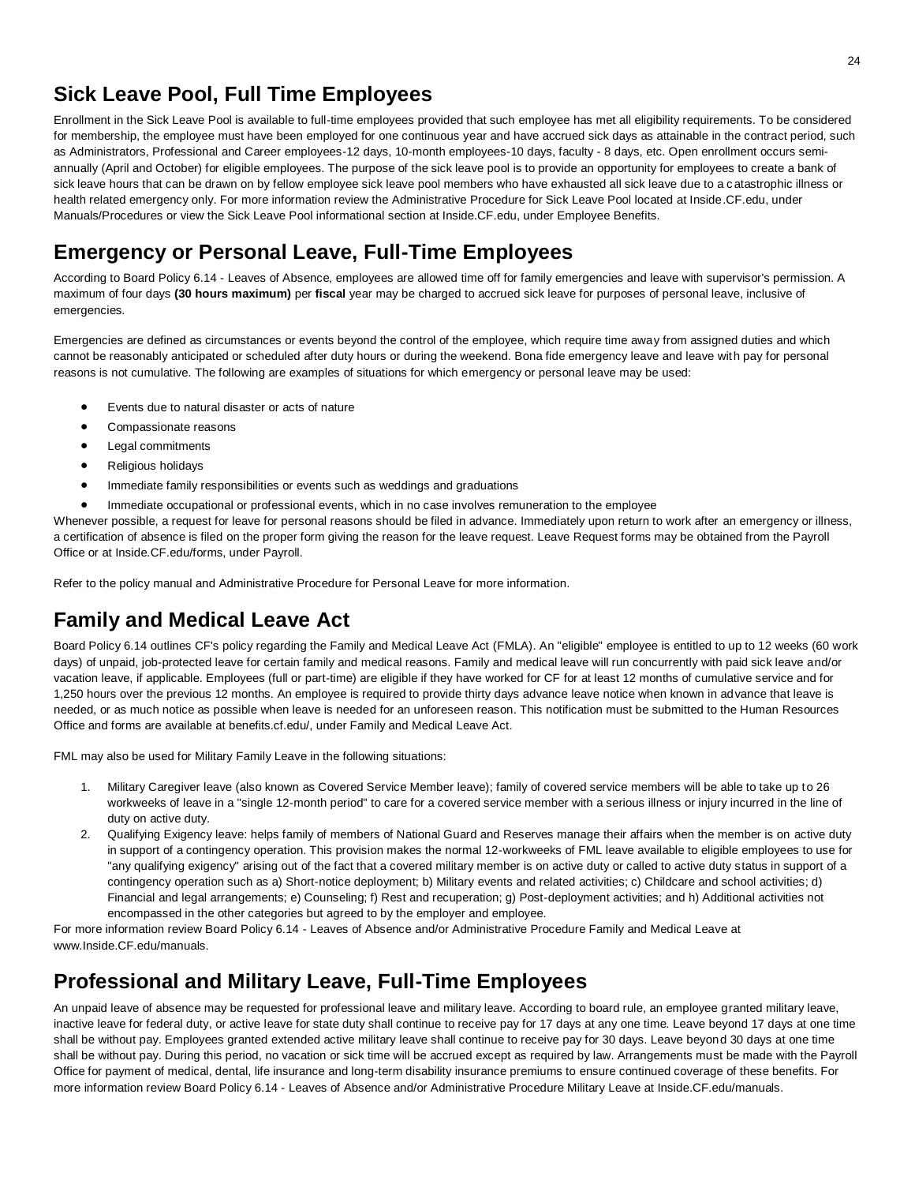## Sick Leave Pool, Full Time Employees

Enrollment in the Sick Leave Pool is available to full-time employees provided that such employee has met all eligibility requirements. To be considered for membership, the employee must have been employed for one continuous year and have accrued sick days as attainable in the contract period, such as Administrators, Professional and Career employees-12 days, 10-month employees-10 days, faculty - 8 days, etc. Open enrollment occurs semi-annually (April and October) for eligible employees. The purpose of the sick leave pool is to provide an opportunity for employees to create a bank of sick leave hours that can be drawn on by fellow employee sick leave pool members who have exhausted all sick leave due to a catastrophic illness or health related emergency only. For more information review the Administrative Procedure for Sick Leave Pool located at Inside.CF.edu, under Manuals/Procedures or view the Sick Leave Pool informational section at Inside.CF.edu, under Employee Benefits.

## Emergency or Personal Leave, Full-Time Employees

According to Board Policy 6.14 - Leaves of Absence, employees are allowed time off for family emergencies and leave with supervisor's permission. A maximum of four days **(30 hours maximum)** per **fiscal** year may be charged to accrued sick leave for purposes of personal leave, inclusive of emergencies.

Emergencies are defined as circumstances or events beyond the control of the employee, which require time away from assigned duties and which cannot be reasonably anticipated or scheduled after duty hours or during the weekend. Bona fide emergency leave and leave with pay for personal reasons is not cumulative. The following are examples of situations for which emergency or personal leave may be used:

- Events due to natural disaster or acts of nature
- Compassionate reasons
- Legal commitments
- Religious holidays
- Immediate family responsibilities or events such as weddings and graduations
- Immediate occupational or professional events, which in no case involves remuneration to the employee

Whenever possible, a request for leave for personal reasons should be filed in advance. Immediately upon return to work after an emergency or illness, a certification of absence is filed on the proper form giving the reason for the leave request. Leave Request forms may be obtained from the Payroll Office or at Inside.CF.edu/forms, under Payroll.

Refer to the policy manual and Administrative Procedure for Personal Leave for more information.

## Family and Medical Leave Act

Board Policy 6.14 outlines CF's policy regarding the Family and Medical Leave Act (FMLA). An "eligible" employee is entitled to up to 12 weeks (60 work days) of unpaid, job-protected leave for certain family and medical reasons. Family and medical leave will run concurrently with paid sick leave and/or vacation leave, if applicable. Employees (full or part-time) are eligible if they have worked for CF for at least 12 months of cumulative service and for 1,250 hours over the previous 12 months. An employee is required to provide thirty days advance leave notice when known in advance that leave is needed, or as much notice as possible when leave is needed for an unforeseen reason. This notification must be submitted to the Human Resources Office and forms are available at benefits.cf.edu/, under Family and Medical Leave Act.

FML may also be used for Military Family Leave in the following situations:

1. Military Caregiver leave (also known as Covered Service Member leave); family of covered service members will be able to take up to 26 workweeks of leave in a "single 12-month period" to care for a covered service member with a serious illness or injury incurred in the line of duty on active duty.
2. Qualifying Exigency leave: helps family of members of National Guard and Reserves manage their affairs when the member is on active duty in support of a contingency operation. This provision makes the normal 12-workweeks of FML leave available to eligible employees to use for "any qualifying exigency" arising out of the fact that a covered military member is on active duty or called to active duty status in support of a contingency operation such as a) Short-notice deployment; b) Military events and related activities; c) Childcare and school activities; d) Financial and legal arrangements; e) Counseling; f) Rest and recuperation; g) Post-deployment activities; and h) Additional activities not encompassed in the other categories but agreed to by the employer and employee.

For more information review Board Policy 6.14 - Leaves of Absence and/or Administrative Procedure Family and Medical Leave at www.Inside.CF.edu/manuals.

## Professional and Military Leave, Full-Time Employees

An unpaid leave of absence may be requested for professional leave and military leave. According to board rule, an employee granted military leave, inactive leave for federal duty, or active leave for state duty shall continue to receive pay for 17 days at any one time. Leave beyond 17 days at one time shall be without pay. Employees granted extended active military leave shall continue to receive pay for 30 days. Leave beyond 30 days at one time shall be without pay. During this period, no vacation or sick time will be accrued except as required by law. Arrangements must be made with the Payroll Office for payment of medical, dental, life insurance and long-term disability insurance premiums to ensure continued coverage of these benefits. For more information review Board Policy 6.14 - Leaves of Absence and/or Administrative Procedure Military Leave at Inside.CF.edu/manuals.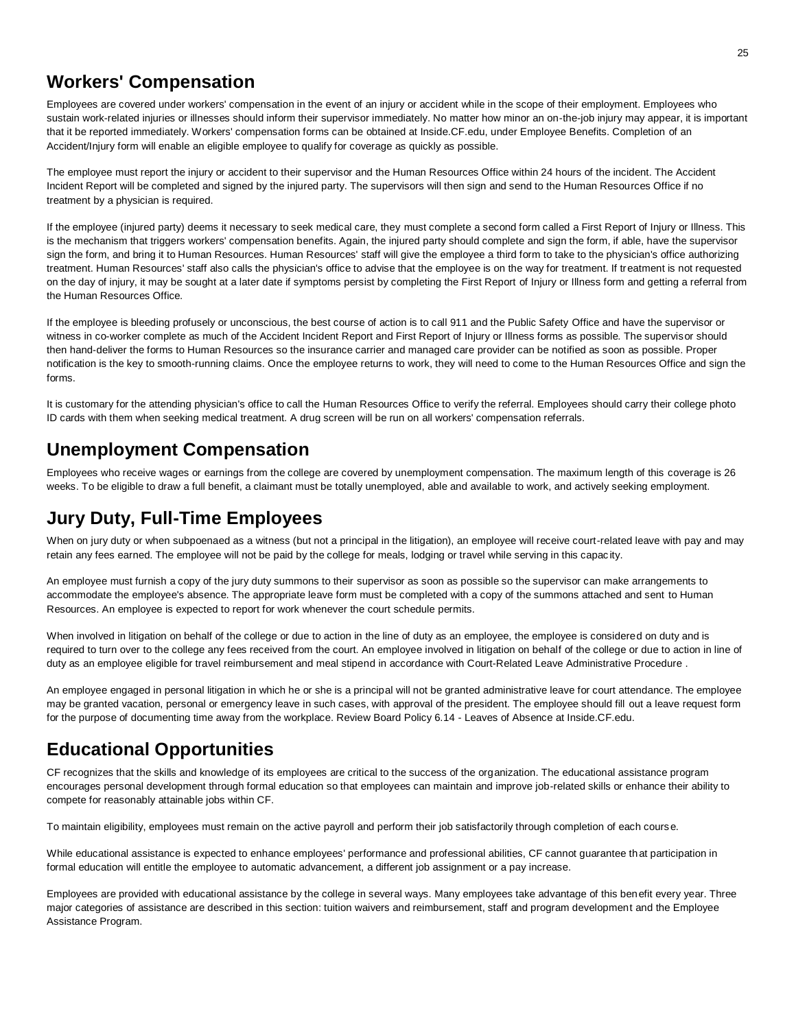## Workers' Compensation

Employees are covered under workers' compensation in the event of an injury or accident while in the scope of their employment. Employees who sustain work-related injuries or illnesses should inform their supervisor immediately. No matter how minor an on-the-job injury may appear, it is important that it be reported immediately. Workers' compensation forms can be obtained at Inside.CF.edu, under Employee Benefits. Completion of an Accident/Injury form will enable an eligible employee to qualify for coverage as quickly as possible.

The employee must report the injury or accident to their supervisor and the Human Resources Office within 24 hours of the incident. The Accident Incident Report will be completed and signed by the injured party. The supervisors will then sign and send to the Human Resources Office if no treatment by a physician is required.

If the employee (injured party) deems it necessary to seek medical care, they must complete a second form called a First Report of Injury or Illness. This is the mechanism that triggers workers' compensation benefits. Again, the injured party should complete and sign the form, if able, have the supervisor sign the form, and bring it to Human Resources. Human Resources' staff will give the employee a third form to take to the physician's office authorizing treatment. Human Resources' staff also calls the physician's office to advise that the employee is on the way for treatment. If treatment is not requested on the day of injury, it may be sought at a later date if symptoms persist by completing the First Report of Injury or Illness form and getting a referral from the Human Resources Office.

If the employee is bleeding profusely or unconscious, the best course of action is to call 911 and the Public Safety Office and have the supervisor or witness in co-worker complete as much of the Accident Incident Report and First Report of Injury or Illness forms as possible. The supervisor should then hand-deliver the forms to Human Resources so the insurance carrier and managed care provider can be notified as soon as possible. Proper notification is the key to smooth-running claims. Once the employee returns to work, they will need to come to the Human Resources Office and sign the forms.

It is customary for the attending physician's office to call the Human Resources Office to verify the referral. Employees should carry their college photo ID cards with them when seeking medical treatment. A drug screen will be run on all workers' compensation referrals.

## Unemployment Compensation

Employees who receive wages or earnings from the college are covered by unemployment compensation. The maximum length of this coverage is 26 weeks. To be eligible to draw a full benefit, a claimant must be totally unemployed, able and available to work, and actively seeking employment.

## Jury Duty, Full-Time Employees

When on jury duty or when subpoenaed as a witness (but not a principal in the litigation), an employee will receive court-related leave with pay and may retain any fees earned. The employee will not be paid by the college for meals, lodging or travel while serving in this capacity.

An employee must furnish a copy of the jury duty summons to their supervisor as soon as possible so the supervisor can make arrangements to accommodate the employee's absence. The appropriate leave form must be completed with a copy of the summons attached and sent to Human Resources. An employee is expected to report for work whenever the court schedule permits.

When involved in litigation on behalf of the college or due to action in the line of duty as an employee, the employee is considered on duty and is required to turn over to the college any fees received from the court. An employee involved in litigation on behalf of the college or due to action in line of duty as an employee eligible for travel reimbursement and meal stipend in accordance with Court-Related Leave Administrative Procedure .

An employee engaged in personal litigation in which he or she is a principal will not be granted administrative leave for court attendance. The employee may be granted vacation, personal or emergency leave in such cases, with approval of the president. The employee should fill out a leave request form for the purpose of documenting time away from the workplace. Review Board Policy 6.14 - Leaves of Absence at Inside.CF.edu.

## Educational Opportunities

CF recognizes that the skills and knowledge of its employees are critical to the success of the organization. The educational assistance program encourages personal development through formal education so that employees can maintain and improve job-related skills or enhance their ability to compete for reasonably attainable jobs within CF.

To maintain eligibility, employees must remain on the active payroll and perform their job satisfactorily through completion of each course.

While educational assistance is expected to enhance employees' performance and professional abilities, CF cannot guarantee that participation in formal education will entitle the employee to automatic advancement, a different job assignment or a pay increase.

Employees are provided with educational assistance by the college in several ways. Many employees take advantage of this benefit every year. Three major categories of assistance are described in this section: tuition waivers and reimbursement, staff and program development and the Employee Assistance Program.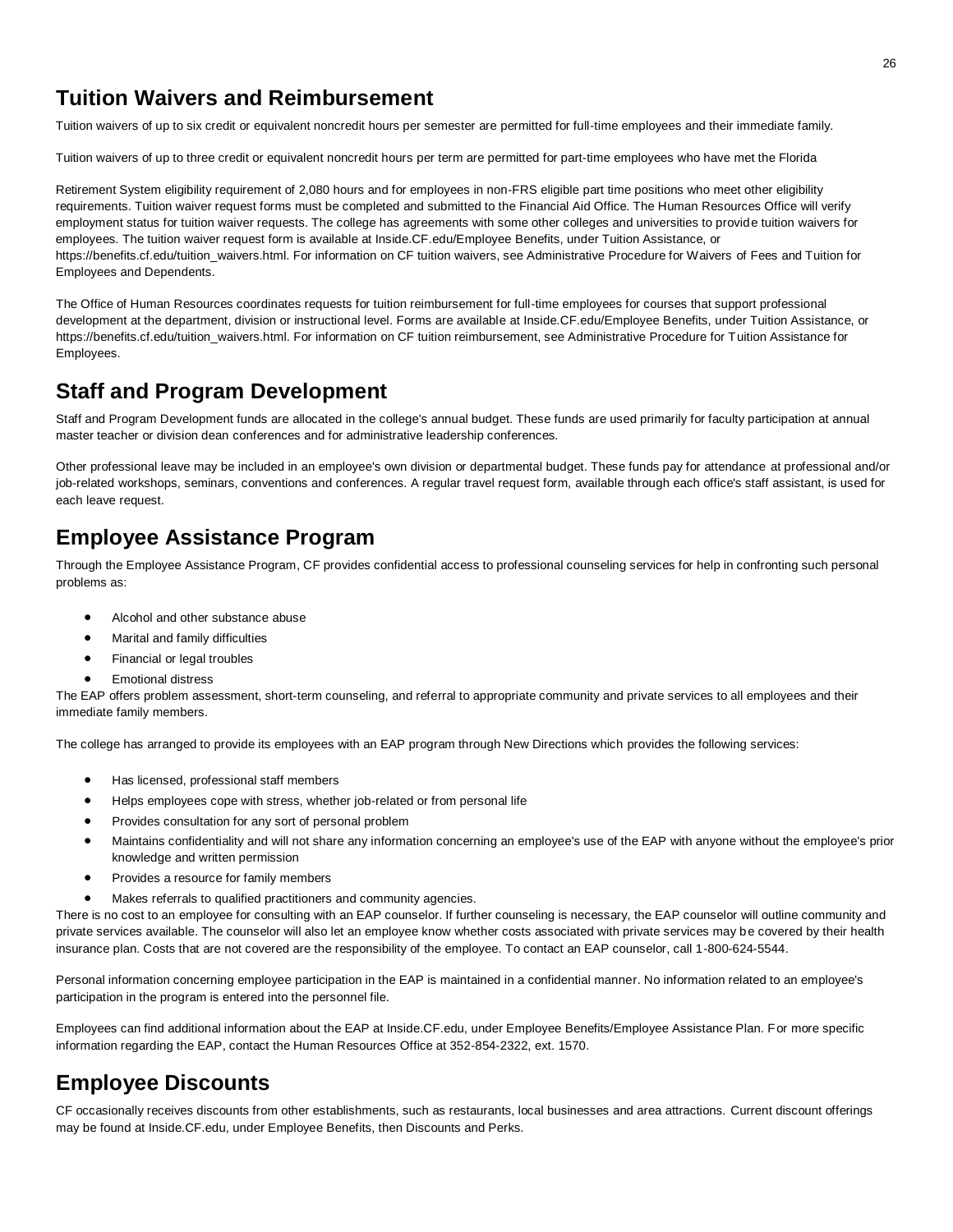## Tuition Waivers and Reimbursement

Tuition waivers of up to six credit or equivalent noncredit hours per semester are permitted for full-time employees and their immediate family.

Tuition waivers of up to three credit or equivalent noncredit hours per term are permitted for part-time employees who have met the Florida

Retirement System eligibility requirement of 2,080 hours and for employees in non-FRS eligible part time positions who meet other eligibility requirements. Tuition waiver request forms must be completed and submitted to the Financial Aid Office. The Human Resources Office will verify employment status for tuition waiver requests. The college has agreements with some other colleges and universities to provide tuition waivers for employees. The tuition waiver request form is available at Inside.CF.edu/Employee Benefits, under Tuition Assistance, or https://benefits.cf.edu/tuition_waivers.html. For information on CF tuition waivers, see Administrative Procedure for Waivers of Fees and Tuition for Employees and Dependents.

The Office of Human Resources coordinates requests for tuition reimbursement for full-time employees for courses that support professional development at the department, division or instructional level. Forms are available at Inside.CF.edu/Employee Benefits, under Tuition Assistance, or https://benefits.cf.edu/tuition_waivers.html. For information on CF tuition reimbursement, see Administrative Procedure for Tuition Assistance for Employees.

## Staff and Program Development

Staff and Program Development funds are allocated in the college's annual budget. These funds are used primarily for faculty participation at annual master teacher or division dean conferences and for administrative leadership conferences.

Other professional leave may be included in an employee's own division or departmental budget. These funds pay for attendance at professional and/or job-related workshops, seminars, conventions and conferences. A regular travel request form, available through each office's staff assistant, is used for each leave request.

## Employee Assistance Program

Through the Employee Assistance Program, CF provides confidential access to professional counseling services for help in confronting such personal problems as:

- Alcohol and other substance abuse
- Marital and family difficulties
- Financial or legal troubles
- Emotional distress

The EAP offers problem assessment, short-term counseling, and referral to appropriate community and private services to all employees and their immediate family members.

The college has arranged to provide its employees with an EAP program through New Directions which provides the following services:

- Has licensed, professional staff members
- Helps employees cope with stress, whether job-related or from personal life
- Provides consultation for any sort of personal problem
- Maintains confidentiality and will not share any information concerning an employee's use of the EAP with anyone without the employee's prior knowledge and written permission
- Provides a resource for family members
- Makes referrals to qualified practitioners and community agencies.

There is no cost to an employee for consulting with an EAP counselor. If further counseling is necessary, the EAP counselor will outline community and private services available. The counselor will also let an employee know whether costs associated with private services may be covered by their health insurance plan. Costs that are not covered are the responsibility of the employee. To contact an EAP counselor, call 1-800-624-5544.

Personal information concerning employee participation in the EAP is maintained in a confidential manner. No information related to an employee's participation in the program is entered into the personnel file.

Employees can find additional information about the EAP at Inside.CF.edu, under Employee Benefits/Employee Assistance Plan. For more specific information regarding the EAP, contact the Human Resources Office at 352-854-2322, ext. 1570.

## Employee Discounts

CF occasionally receives discounts from other establishments, such as restaurants, local businesses and area attractions. Current discount offerings may be found at Inside.CF.edu, under Employee Benefits, then Discounts and Perks.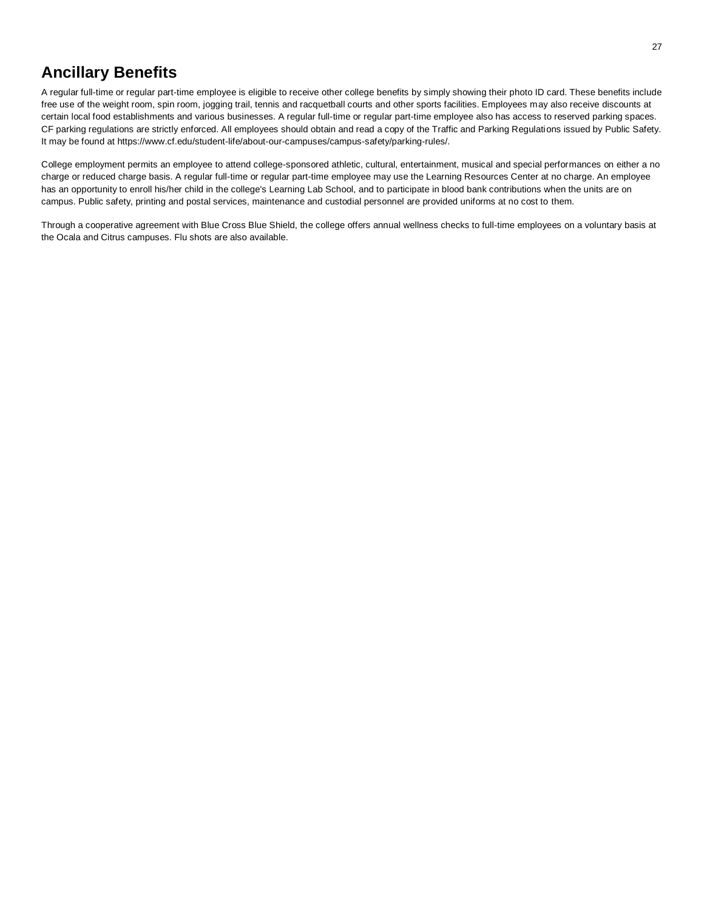# Ancillary Benefits

A regular full-time or regular part-time employee is eligible to receive other college benefits by simply showing their photo ID card. These benefits include free use of the weight room, spin room, jogging trail, tennis and racquetball courts and other sports facilities. Employees may also receive discounts at certain local food establishments and various businesses. A regular full-time or regular part-time employee also has access to reserved parking spaces. CF parking regulations are strictly enforced. All employees should obtain and read a copy of the Traffic and Parking Regulations issued by Public Safety. It may be found at https://www.cf.edu/student-life/about-our-campuses/campus-safety/parking-rules/.

College employment permits an employee to attend college-sponsored athletic, cultural, entertainment, musical and special performances on either a no charge or reduced charge basis. A regular full-time or regular part-time employee may use the Learning Resources Center at no charge. An employee has an opportunity to enroll his/her child in the college's Learning Lab School, and to participate in blood bank contributions when the units are on campus. Public safety, printing and postal services, maintenance and custodial personnel are provided uniforms at no cost to them.

Through a cooperative agreement with Blue Cross Blue Shield, the college offers annual wellness checks to full-time employees on a voluntary basis at the Ocala and Citrus campuses. Flu shots are also available.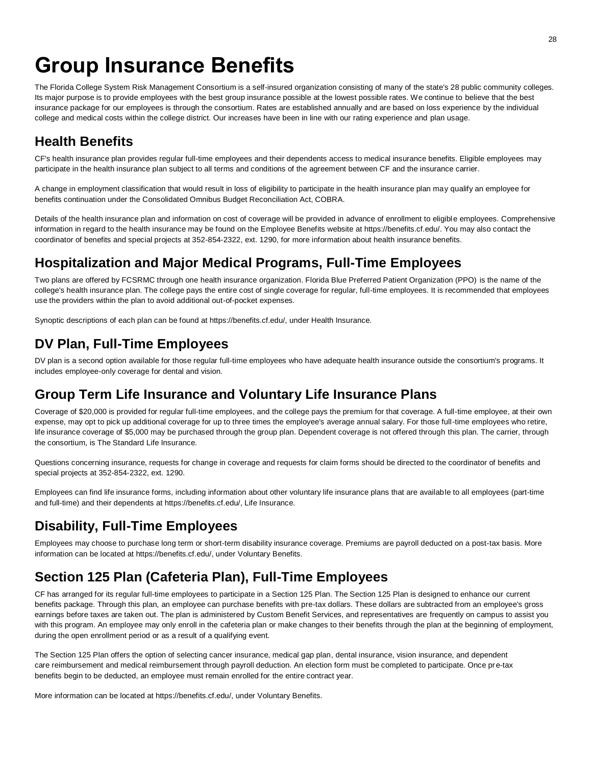# Group Insurance Benefits

The Florida College System Risk Management Consortium is a self-insured organization consisting of many of the state's 28 public community colleges. Its major purpose is to provide employees with the best group insurance possible at the lowest possible rates. We continue to believe that the best insurance package for our employees is through the consortium. Rates are established annually and are based on loss experience by the individual college and medical costs within the college district. Our increases have been in line with our rating experience and plan usage.

## Health Benefits

CF's health insurance plan provides regular full-time employees and their dependents access to medical insurance benefits. Eligible employees may participate in the health insurance plan subject to all terms and conditions of the agreement between CF and the insurance carrier.

A change in employment classification that would result in loss of eligibility to participate in the health insurance plan may qualify an employee for benefits continuation under the Consolidated Omnibus Budget Reconciliation Act, COBRA.

Details of the health insurance plan and information on cost of coverage will be provided in advance of enrollment to eligible employees. Comprehensive information in regard to the health insurance may be found on the Employee Benefits website at https://benefits.cf.edu/. You may also contact the coordinator of benefits and special projects at 352-854-2322, ext. 1290, for more information about health insurance benefits.

## Hospitalization and Major Medical Programs, Full-Time Employees

Two plans are offered by FCSRMC through one health insurance organization. Florida Blue Preferred Patient Organization (PPO) is the name of the college's health insurance plan. The college pays the entire cost of single coverage for regular, full-time employees. It is recommended that employees use the providers within the plan to avoid additional out-of-pocket expenses.

Synoptic descriptions of each plan can be found at https://benefits.cf.edu/, under Health Insurance.

## DV Plan, Full-Time Employees

DV plan is a second option available for those regular full-time employees who have adequate health insurance outside the consortium's programs. It includes employee-only coverage for dental and vision.

## Group Term Life Insurance and Voluntary Life Insurance Plans

Coverage of $20,000 is provided for regular full-time employees, and the college pays the premium for that coverage. A full-time employee, at their own expense, may opt to pick up additional coverage for up to three times the employee's average annual salary. For those full-time employees who retire, life insurance coverage of $5,000 may be purchased through the group plan. Dependent coverage is not offered through this plan. The carrier, through the consortium, is The Standard Life Insurance.

Questions concerning insurance, requests for change in coverage and requests for claim forms should be directed to the coordinator of benefits and special projects at 352-854-2322, ext. 1290.

Employees can find life insurance forms, including information about other voluntary life insurance plans that are available to all employees (part-time and full-time) and their dependents at https://benefits.cf.edu/, Life Insurance.

## Disability, Full-Time Employees

Employees may choose to purchase long term or short-term disability insurance coverage. Premiums are payroll deducted on a post-tax basis. More information can be located at https://benefits.cf.edu/, under Voluntary Benefits.

## Section 125 Plan (Cafeteria Plan), Full-Time Employees

CF has arranged for its regular full-time employees to participate in a Section 125 Plan. The Section 125 Plan is designed to enhance our current benefits package. Through this plan, an employee can purchase benefits with pre-tax dollars. These dollars are subtracted from an employee's gross earnings before taxes are taken out. The plan is administered by Custom Benefit Services, and representatives are frequently on campus to assist you with this program. An employee may only enroll in the cafeteria plan or make changes to their benefits through the plan at the beginning of employment, during the open enrollment period or as a result of a qualifying event.

The Section 125 Plan offers the option of selecting cancer insurance, medical gap plan, dental insurance, vision insurance, and dependent care reimbursement and medical reimbursement through payroll deduction. An election form must be completed to participate. Once pre-tax benefits begin to be deducted, an employee must remain enrolled for the entire contract year.

More information can be located at https://benefits.cf.edu/, under Voluntary Benefits.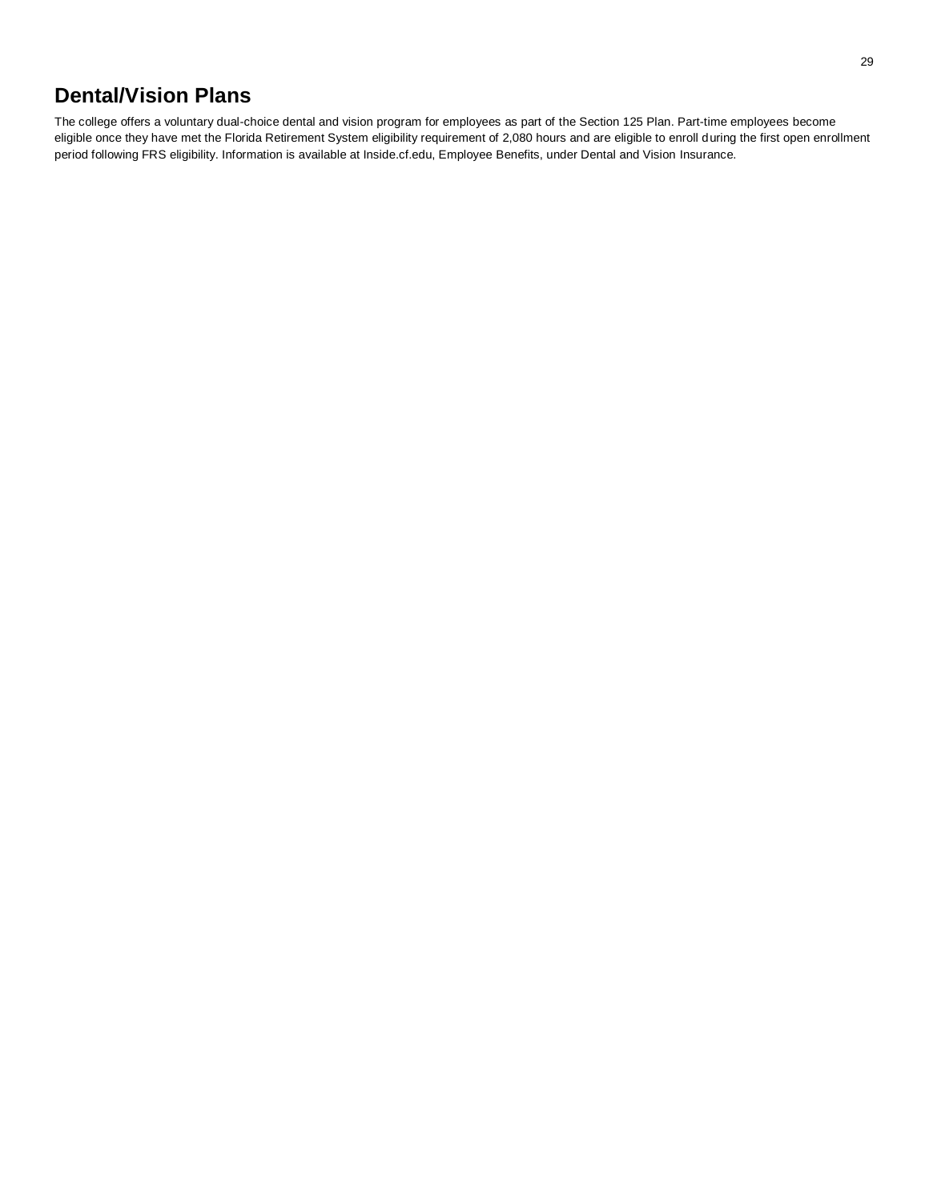## Dental/Vision Plans

The college offers a voluntary dual-choice dental and vision program for employees as part of the Section 125 Plan. Part-time employees become eligible once they have met the Florida Retirement System eligibility requirement of 2,080 hours and are eligible to enroll during the first open enrollment period following FRS eligibility. Information is available at Inside.cf.edu, Employee Benefits, under Dental and Vision Insurance.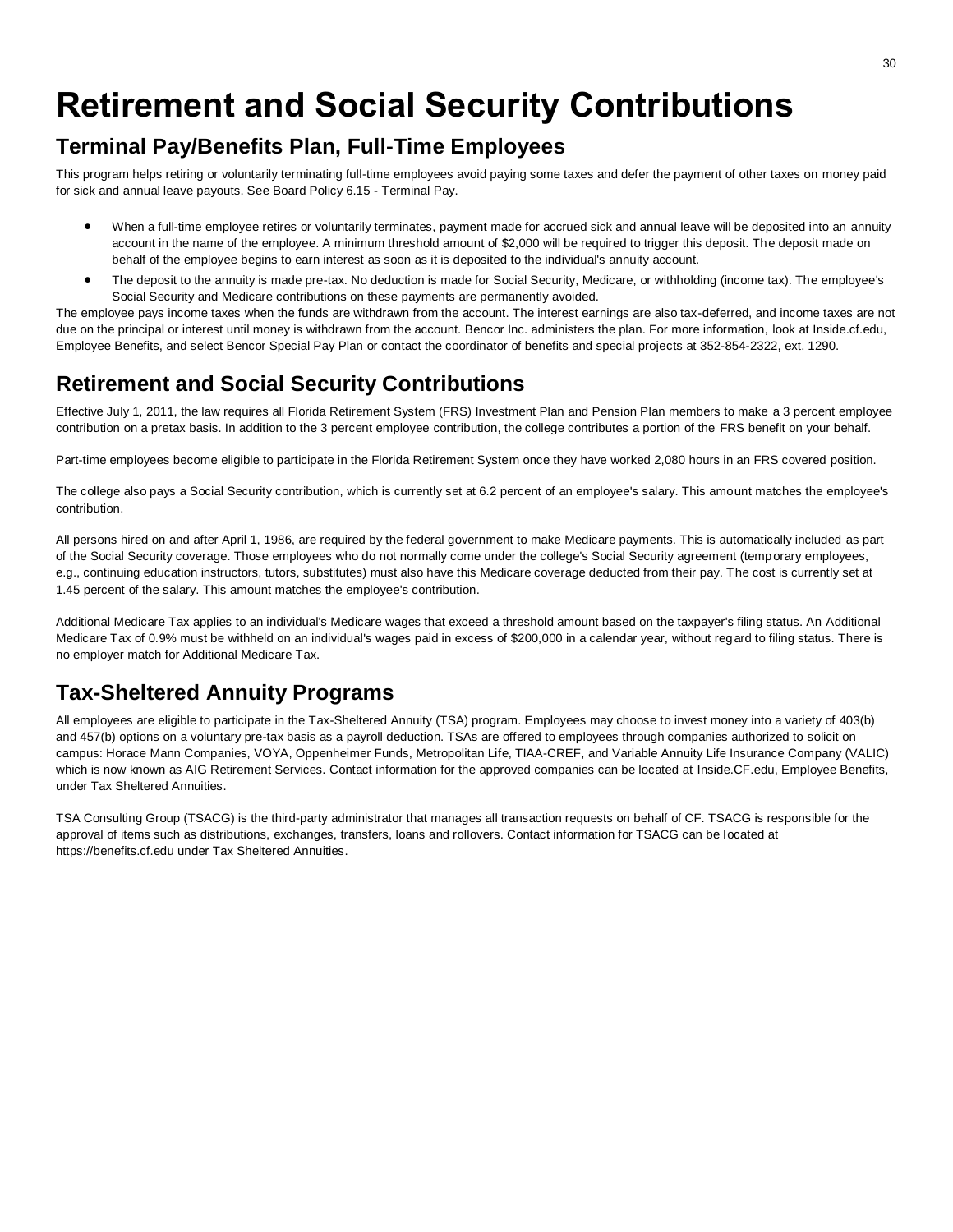# Retirement and Social Security Contributions

## Terminal Pay/Benefits Plan, Full-Time Employees

This program helps retiring or voluntarily terminating full-time employees avoid paying some taxes and defer the payment of other taxes on money paid for sick and annual leave payouts. See Board Policy 6.15 - Terminal Pay.

- When a full-time employee retires or voluntarily terminates, payment made for accrued sick and annual leave will be deposited into an annuity account in the name of the employee. A minimum threshold amount of $2,000 will be required to trigger this deposit. The deposit made on behalf of the employee begins to earn interest as soon as it is deposited to the individual's annuity account.
- The deposit to the annuity is made pre-tax. No deduction is made for Social Security, Medicare, or withholding (income tax). The employee's Social Security and Medicare contributions on these payments are permanently avoided.

The employee pays income taxes when the funds are withdrawn from the account. The interest earnings are also tax-deferred, and income taxes are not due on the principal or interest until money is withdrawn from the account. Bencor Inc. administers the plan. For more information, look at Inside.cf.edu, Employee Benefits, and select Bencor Special Pay Plan or contact the coordinator of benefits and special projects at 352-854-2322, ext. 1290.

## Retirement and Social Security Contributions

Effective July 1, 2011, the law requires all Florida Retirement System (FRS) Investment Plan and Pension Plan members to make a 3 percent employee contribution on a pretax basis. In addition to the 3 percent employee contribution, the college contributes a portion of the FRS benefit on your behalf.

Part-time employees become eligible to participate in the Florida Retirement System once they have worked 2,080 hours in an FRS covered position.

The college also pays a Social Security contribution, which is currently set at 6.2 percent of an employee's salary. This amount matches the employee's contribution.

All persons hired on and after April 1, 1986, are required by the federal government to make Medicare payments. This is automatically included as part of the Social Security coverage. Those employees who do not normally come under the college's Social Security agreement (temporary employees, e.g., continuing education instructors, tutors, substitutes) must also have this Medicare coverage deducted from their pay. The cost is currently set at 1.45 percent of the salary. This amount matches the employee's contribution.

Additional Medicare Tax applies to an individual's Medicare wages that exceed a threshold amount based on the taxpayer's filing status. An Additional Medicare Tax of 0.9% must be withheld on an individual's wages paid in excess of $200,000 in a calendar year, without regard to filing status. There is no employer match for Additional Medicare Tax.

## Tax-Sheltered Annuity Programs

All employees are eligible to participate in the Tax-Sheltered Annuity (TSA) program. Employees may choose to invest money into a variety of 403(b) and 457(b) options on a voluntary pre-tax basis as a payroll deduction. TSAs are offered to employees through companies authorized to solicit on campus: Horace Mann Companies, VOYA, Oppenheimer Funds, Metropolitan Life, TIAA-CREF, and Variable Annuity Life Insurance Company (VALIC) which is now known as AIG Retirement Services. Contact information for the approved companies can be located at Inside.CF.edu, Employee Benefits, under Tax Sheltered Annuities.

TSA Consulting Group (TSACG) is the third-party administrator that manages all transaction requests on behalf of CF. TSACG is responsible for the approval of items such as distributions, exchanges, transfers, loans and rollovers. Contact information for TSACG can be located at https://benefits.cf.edu under Tax Sheltered Annuities.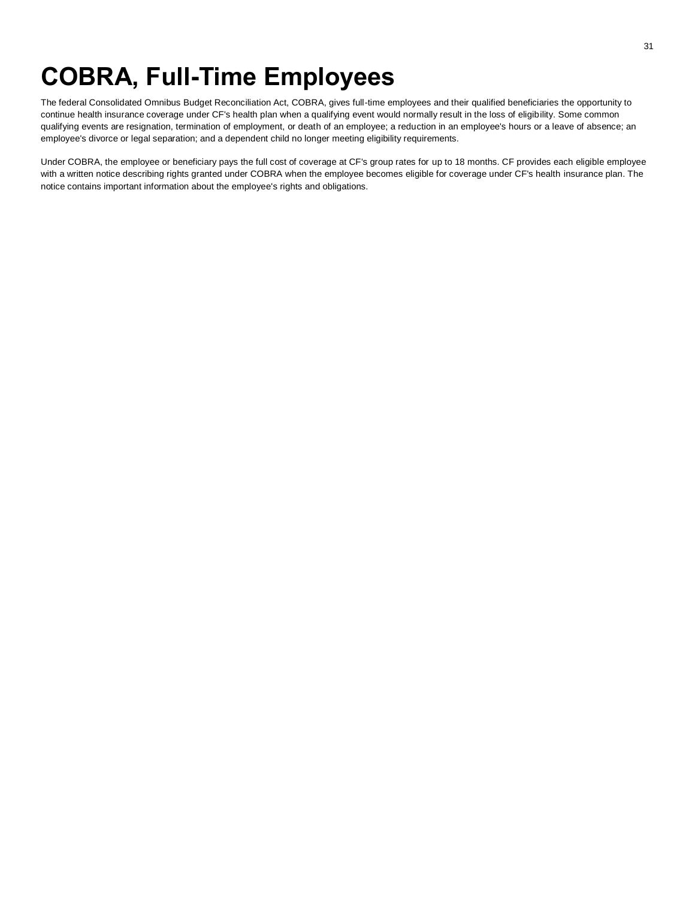# COBRA, Full-Time Employees

The federal Consolidated Omnibus Budget Reconciliation Act, COBRA, gives full-time employees and their qualified beneficiaries the opportunity to continue health insurance coverage under CF's health plan when a qualifying event would normally result in the loss of eligibility. Some common qualifying events are resignation, termination of employment, or death of an employee; a reduction in an employee's hours or a leave of absence; an employee's divorce or legal separation; and a dependent child no longer meeting eligibility requirements.

Under COBRA, the employee or beneficiary pays the full cost of coverage at CF's group rates for up to 18 months. CF provides each eligible employee with a written notice describing rights granted under COBRA when the employee becomes eligible for coverage under CF's health insurance plan. The notice contains important information about the employee's rights and obligations.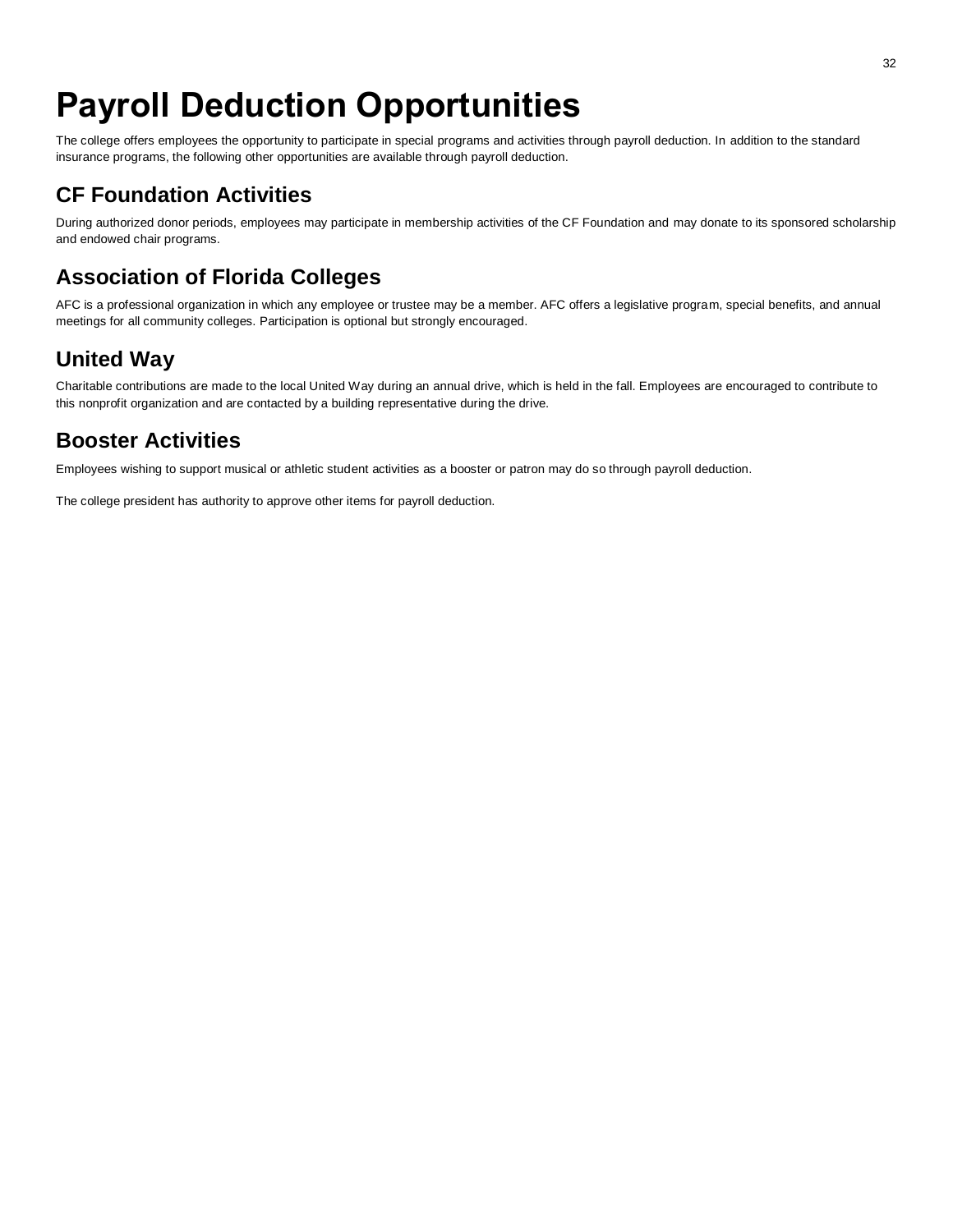# Payroll Deduction Opportunities

The college offers employees the opportunity to participate in special programs and activities through payroll deduction. In addition to the standard insurance programs, the following other opportunities are available through payroll deduction.

## CF Foundation Activities

During authorized donor periods, employees may participate in membership activities of the CF Foundation and may donate to its sponsored scholarship and endowed chair programs.

## Association of Florida Colleges

AFC is a professional organization in which any employee or trustee may be a member. AFC offers a legislative program, special benefits, and annual meetings for all community colleges. Participation is optional but strongly encouraged.

## United Way

Charitable contributions are made to the local United Way during an annual drive, which is held in the fall. Employees are encouraged to contribute to this nonprofit organization and are contacted by a building representative during the drive.

## Booster Activities

Employees wishing to support musical or athletic student activities as a booster or patron may do so through payroll deduction.

The college president has authority to approve other items for payroll deduction.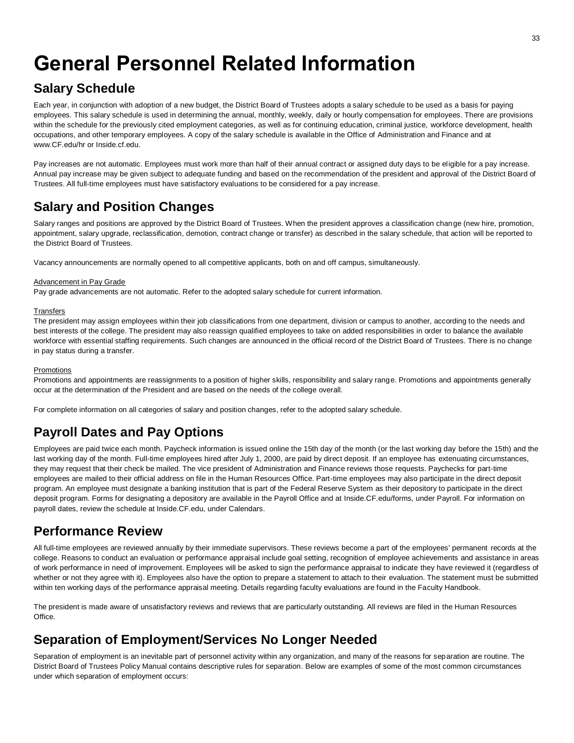# General Personnel Related Information

## Salary Schedule

Each year, in conjunction with adoption of a new budget, the District Board of Trustees adopts a salary schedule to be used as a basis for paying employees. This salary schedule is used in determining the annual, monthly, weekly, daily or hourly compensation for employees. There are provisions within the schedule for the previously cited employment categories, as well as for continuing education, criminal justice, workforce development, health occupations, and other temporary employees. A copy of the salary schedule is available in the Office of Administration and Finance and at www.CF.edu/hr or Inside.cf.edu.

Pay increases are not automatic. Employees must work more than half of their annual contract or assigned duty days to be eligible for a pay increase. Annual pay increase may be given subject to adequate funding and based on the recommendation of the president and approval of the District Board of Trustees. All full-time employees must have satisfactory evaluations to be considered for a pay increase.

## Salary and Position Changes

Salary ranges and positions are approved by the District Board of Trustees. When the president approves a classification change (new hire, promotion, appointment, salary upgrade, reclassification, demotion, contract change or transfer) as described in the salary schedule, that action will be reported to the District Board of Trustees.

Vacancy announcements are normally opened to all competitive applicants, both on and off campus, simultaneously.

<u>Advancement in Pay Grade</u>
Pay grade advancements are not automatic. Refer to the adopted salary schedule for current information.

<u>Transfers</u>
The president may assign employees within their job classifications from one department, division or campus to another, according to the needs and best interests of the college. The president may also reassign qualified employees to take on added responsibilities in order to balance the available workforce with essential staffing requirements. Such changes are announced in the official record of the District Board of Trustees. There is no change in pay status during a transfer.

<u>Promotions</u>
Promotions and appointments are reassignments to a position of higher skills, responsibility and salary range. Promotions and appointments generally occur at the determination of the President and are based on the needs of the college overall.

For complete information on all categories of salary and position changes, refer to the adopted salary schedule.

## Payroll Dates and Pay Options

Employees are paid twice each month. Paycheck information is issued online the 15th day of the month (or the last working day before the 15th) and the last working day of the month. Full-time employees hired after July 1, 2000, are paid by direct deposit. If an employee has extenuating circumstances, they may request that their check be mailed. The vice president of Administration and Finance reviews those requests. Paychecks for part-time employees are mailed to their official address on file in the Human Resources Office. Part-time employees may also participate in the direct deposit program. An employee must designate a banking institution that is part of the Federal Reserve System as their depository to participate in the direct deposit program. Forms for designating a depository are available in the Payroll Office and at Inside.CF.edu/forms, under Payroll. For information on payroll dates, review the schedule at Inside.CF.edu, under Calendars.

## Performance Review

All full-time employees are reviewed annually by their immediate supervisors. These reviews become a part of the employees' permanent records at the college. Reasons to conduct an evaluation or performance appraisal include goal setting, recognition of employee achievements and assistance in areas of work performance in need of improvement. Employees will be asked to sign the performance appraisal to indicate they have reviewed it (regardless of whether or not they agree with it). Employees also have the option to prepare a statement to attach to their evaluation. The statement must be submitted within ten working days of the performance appraisal meeting. Details regarding faculty evaluations are found in the Faculty Handbook.

The president is made aware of unsatisfactory reviews and reviews that are particularly outstanding. All reviews are filed in the Human Resources Office.

## Separation of Employment/Services No Longer Needed

Separation of employment is an inevitable part of personnel activity within any organization, and many of the reasons for separation are routine. The District Board of Trustees Policy Manual contains descriptive rules for separation. Below are examples of some of the most common circumstances under which separation of employment occurs: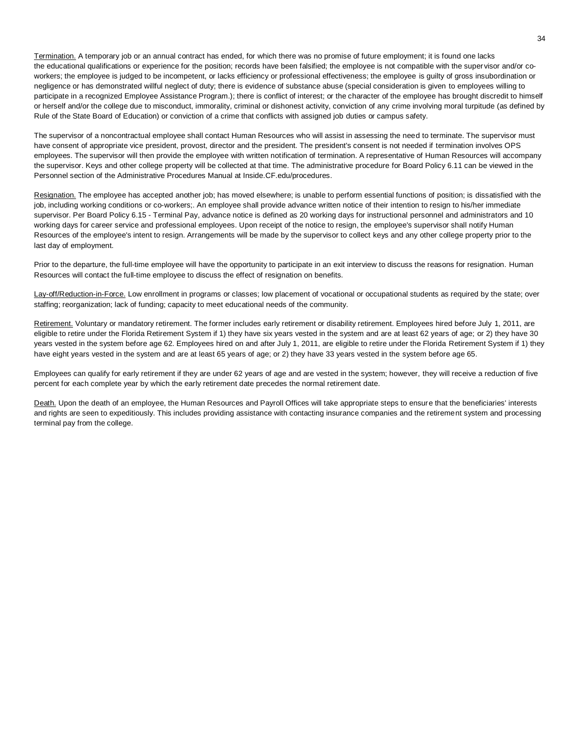Termination. A temporary job or an annual contract has ended, for which there was no promise of future employment; it is found one lacks the educational qualifications or experience for the position; records have been falsified; the employee is not compatible with the supervisor and/or co-workers; the employee is judged to be incompetent, or lacks efficiency or professional effectiveness; the employee is guilty of gross insubordination or negligence or has demonstrated willful neglect of duty; there is evidence of substance abuse (special consideration is given to employees willing to participate in a recognized Employee Assistance Program.); there is conflict of interest; or the character of the employee has brought discredit to himself or herself and/or the college due to misconduct, immorality, criminal or dishonest activity, conviction of any crime involving moral turpitude (as defined by Rule of the State Board of Education) or conviction of a crime that conflicts with assigned job duties or campus safety.

The supervisor of a noncontractual employee shall contact Human Resources who will assist in assessing the need to terminate. The supervisor must have consent of appropriate vice president, provost, director and the president. The president's consent is not needed if termination involves OPS employees. The supervisor will then provide the employee with written notification of termination. A representative of Human Resources will accompany the supervisor. Keys and other college property will be collected at that time. The administrative procedure for Board Policy 6.11 can be viewed in the Personnel section of the Administrative Procedures Manual at Inside.CF.edu/procedures.

Resignation. The employee has accepted another job; has moved elsewhere; is unable to perform essential functions of position; is dissatisfied with the job, including working conditions or co-workers;. An employee shall provide advance written notice of their intention to resign to his/her immediate supervisor. Per Board Policy 6.15 - Terminal Pay, advance notice is defined as 20 working days for instructional personnel and administrators and 10 working days for career service and professional employees. Upon receipt of the notice to resign, the employee's supervisor shall notify Human Resources of the employee's intent to resign. Arrangements will be made by the supervisor to collect keys and any other college property prior to the last day of employment.

Prior to the departure, the full-time employee will have the opportunity to participate in an exit interview to discuss the reasons for resignation. Human Resources will contact the full-time employee to discuss the effect of resignation on benefits.

Lay-off/Reduction-in-Force. Low enrollment in programs or classes; low placement of vocational or occupational students as required by the state; over staffing; reorganization; lack of funding; capacity to meet educational needs of the community.

Retirement. Voluntary or mandatory retirement. The former includes early retirement or disability retirement. Employees hired before July 1, 2011, are eligible to retire under the Florida Retirement System if 1) they have six years vested in the system and are at least 62 years of age; or 2) they have 30 years vested in the system before age 62. Employees hired on and after July 1, 2011, are eligible to retire under the Florida Retirement System if 1) they have eight years vested in the system and are at least 65 years of age; or 2) they have 33 years vested in the system before age 65.

Employees can qualify for early retirement if they are under 62 years of age and are vested in the system; however, they will receive a reduction of five percent for each complete year by which the early retirement date precedes the normal retirement date.

Death. Upon the death of an employee, the Human Resources and Payroll Offices will take appropriate steps to ensure that the beneficiaries' interests and rights are seen to expeditiously. This includes providing assistance with contacting insurance companies and the retirement system and processing terminal pay from the college.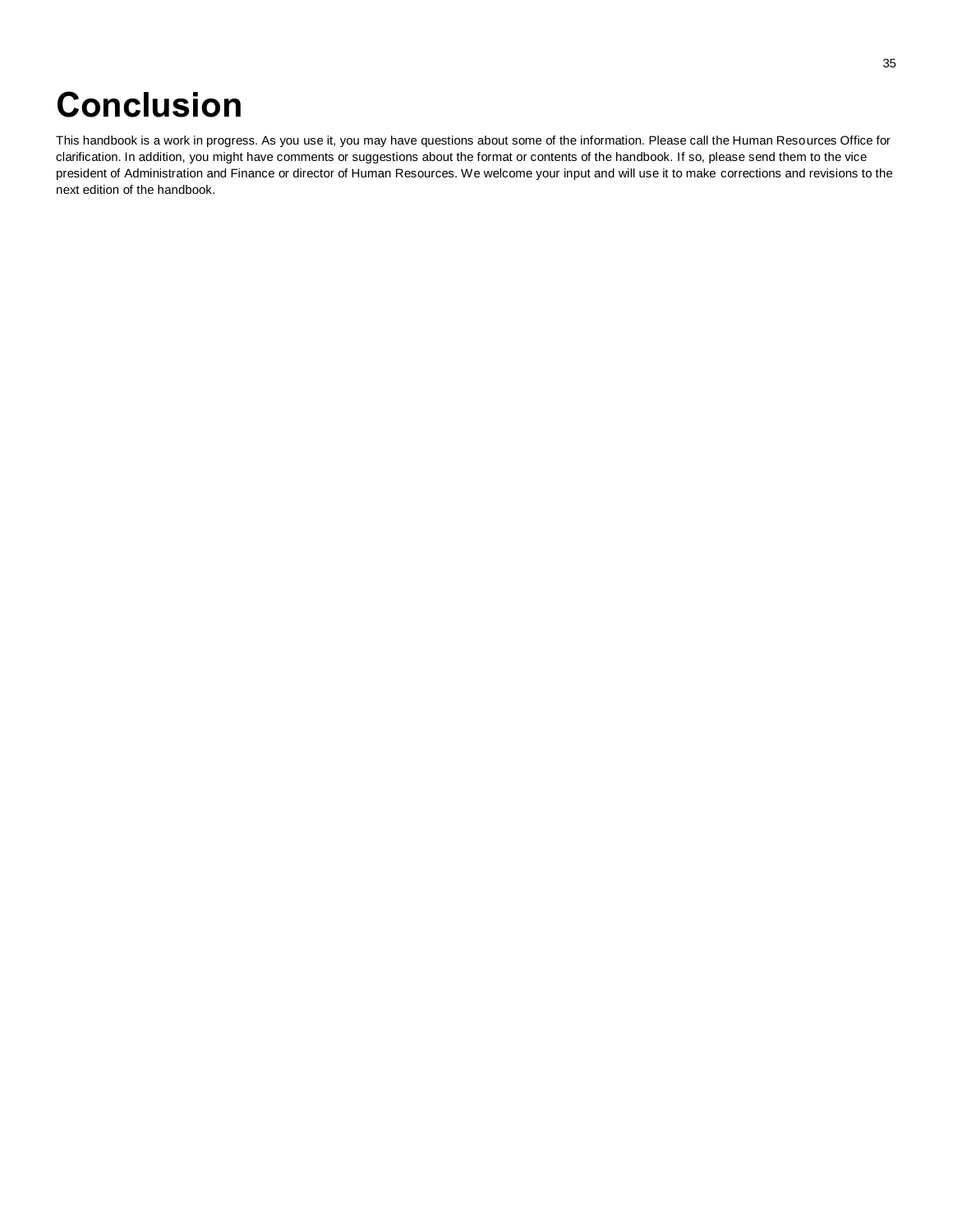# Conclusion

This handbook is a work in progress. As you use it, you may have questions about some of the information. Please call the Human Resources Office for clarification. In addition, you might have comments or suggestions about the format or contents of the handbook. If so, please send them to the vice president of Administration and Finance or director of Human Resources. We welcome your input and will use it to make corrections and revisions to the next edition of the handbook.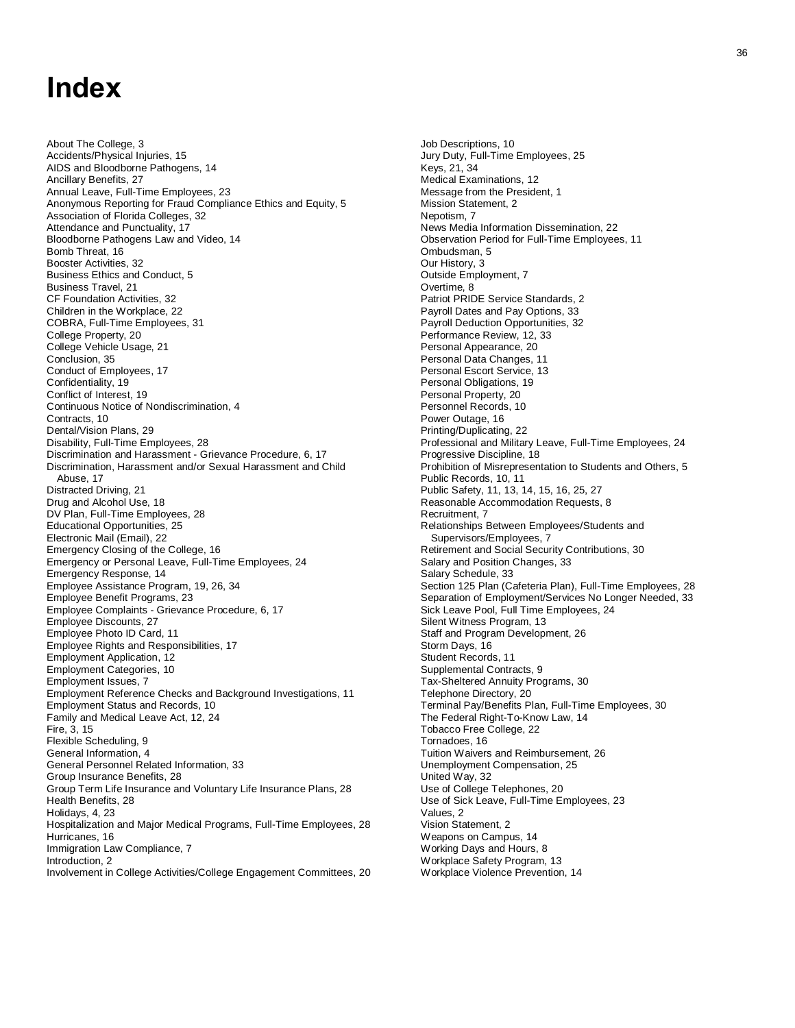# Index

About The College, 3
Accidents/Physical Injuries, 15
AIDS and Bloodborne Pathogens, 14
Ancillary Benefits, 27
Annual Leave, Full-Time Employees, 23
Anonymous Reporting for Fraud Compliance Ethics and Equity, 5
Association of Florida Colleges, 32
Attendance and Punctuality, 17
Bloodborne Pathogens Law and Video, 14
Bomb Threat, 16
Booster Activities, 32
Business Ethics and Conduct, 5
Business Travel, 21
CF Foundation Activities, 32
Children in the Workplace, 22
COBRA, Full-Time Employees, 31
College Property, 20
College Vehicle Usage, 21
Conclusion, 35
Conduct of Employees, 17
Confidentiality, 19
Conflict of Interest, 19
Continuous Notice of Nondiscrimination, 4
Contracts, 10
Dental/Vision Plans, 29
Disability, Full-Time Employees, 28
Discrimination and Harassment - Grievance Procedure, 6, 17
Discrimination, Harassment and/or Sexual Harassment and Child Abuse, 17
Distracted Driving, 21
Drug and Alcohol Use, 18
DV Plan, Full-Time Employees, 28
Educational Opportunities, 25
Electronic Mail (Email), 22
Emergency Closing of the College, 16
Emergency or Personal Leave, Full-Time Employees, 24
Emergency Response, 14
Employee Assistance Program, 19, 26, 34
Employee Benefit Programs, 23
Employee Complaints - Grievance Procedure, 6, 17
Employee Discounts, 27
Employee Photo ID Card, 11
Employee Rights and Responsibilities, 17
Employment Application, 12
Employment Categories, 10
Employment Issues, 7
Employment Reference Checks and Background Investigations, 11
Employment Status and Records, 10
Family and Medical Leave Act, 12, 24
Fire, 3, 15
Flexible Scheduling, 9
General Information, 4
General Personnel Related Information, 33
Group Insurance Benefits, 28
Group Term Life Insurance and Voluntary Life Insurance Plans, 28
Health Benefits, 28
Holidays, 4, 23
Hospitalization and Major Medical Programs, Full-Time Employees, 28
Hurricanes, 16
Immigration Law Compliance, 7
Introduction, 2
Involvement in College Activities/College Engagement Committees, 20
Job Descriptions, 10
Jury Duty, Full-Time Employees, 25
Keys, 21, 34
Medical Examinations, 12
Message from the President, 1
Mission Statement, 2
Nepotism, 7
News Media Information Dissemination, 22
Observation Period for Full-Time Employees, 11
Ombudsman, 5
Our History, 3
Outside Employment, 7
Overtime, 8
Patriot PRIDE Service Standards, 2
Payroll Dates and Pay Options, 33
Payroll Deduction Opportunities, 32
Performance Review, 12, 33
Personal Appearance, 20
Personal Data Changes, 11
Personal Escort Service, 13
Personal Obligations, 19
Personal Property, 20
Personnel Records, 10
Power Outage, 16
Printing/Duplicating, 22
Professional and Military Leave, Full-Time Employees, 24
Progressive Discipline, 18
Prohibition of Misrepresentation to Students and Others, 5
Public Records, 10, 11
Public Safety, 11, 13, 14, 15, 16, 25, 27
Reasonable Accommodation Requests, 8
Recruitment, 7
Relationships Between Employees/Students and Supervisors/Employees, 7
Retirement and Social Security Contributions, 30
Salary and Position Changes, 33
Salary Schedule, 33
Section 125 Plan (Cafeteria Plan), Full-Time Employees, 28
Separation of Employment/Services No Longer Needed, 33
Sick Leave Pool, Full Time Employees, 24
Silent Witness Program, 13
Staff and Program Development, 26
Storm Days, 16
Student Records, 11
Supplemental Contracts, 9
Tax-Sheltered Annuity Programs, 30
Telephone Directory, 20
Terminal Pay/Benefits Plan, Full-Time Employees, 30
The Federal Right-To-Know Law, 14
Tobacco Free College, 22
Tornadoes, 16
Tuition Waivers and Reimbursement, 26
Unemployment Compensation, 25
United Way, 32
Use of College Telephones, 20
Use of Sick Leave, Full-Time Employees, 23
Values, 2
Vision Statement, 2
Weapons on Campus, 14
Working Days and Hours, 8
Workplace Safety Program, 13
Workplace Violence Prevention, 14